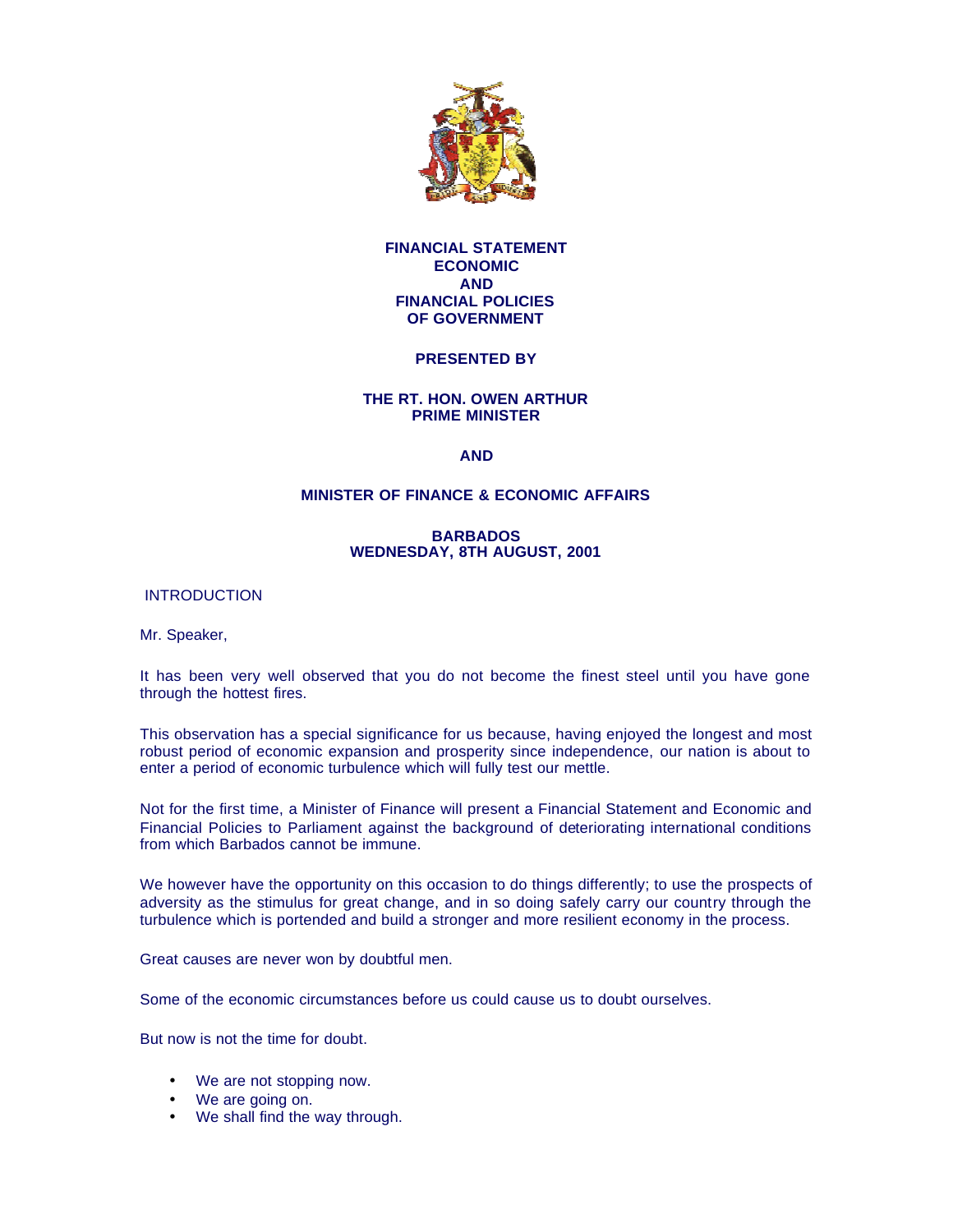# FINANCIAL STATEMENT ECONOMIC AND FINANCIAL POLICIES OF GOVERNMENT

**PRESENTED BY**

**THE RT. HON. OWEN ARTHUR**
**PRIME MINISTER**

**AND**

**MINISTER OF FINANCE & ECONOMIC AFFAIRS**

**BARBADOS**
**WEDNESDAY, 8TH AUGUST, 2001**

## INTRODUCTION

Mr. Speaker,

It has been very well observed that you do not become the finest steel until you have gone through the hottest fires.

This observation has a special significance for us because, having enjoyed the longest and most robust period of economic expansion and prosperity since independence, our nation is about to enter a period of economic turbulence which will fully test our mettle.

Not for the first time, a Minister of Finance will present a Financial Statement and Economic and Financial Policies to Parliament against the background of deteriorating international conditions from which Barbados cannot be immune.

We however have the opportunity on this occasion to do things differently; to use the prospects of adversity as the stimulus for great change, and in so doing safely carry our country through the turbulence which is portended and build a stronger and more resilient economy in the process.

Great causes are never won by doubtful men.

Some of the economic circumstances before us could cause us to doubt ourselves.

But now is not the time for doubt.

- We are not stopping now.
- We are going on.
- We shall find the way through.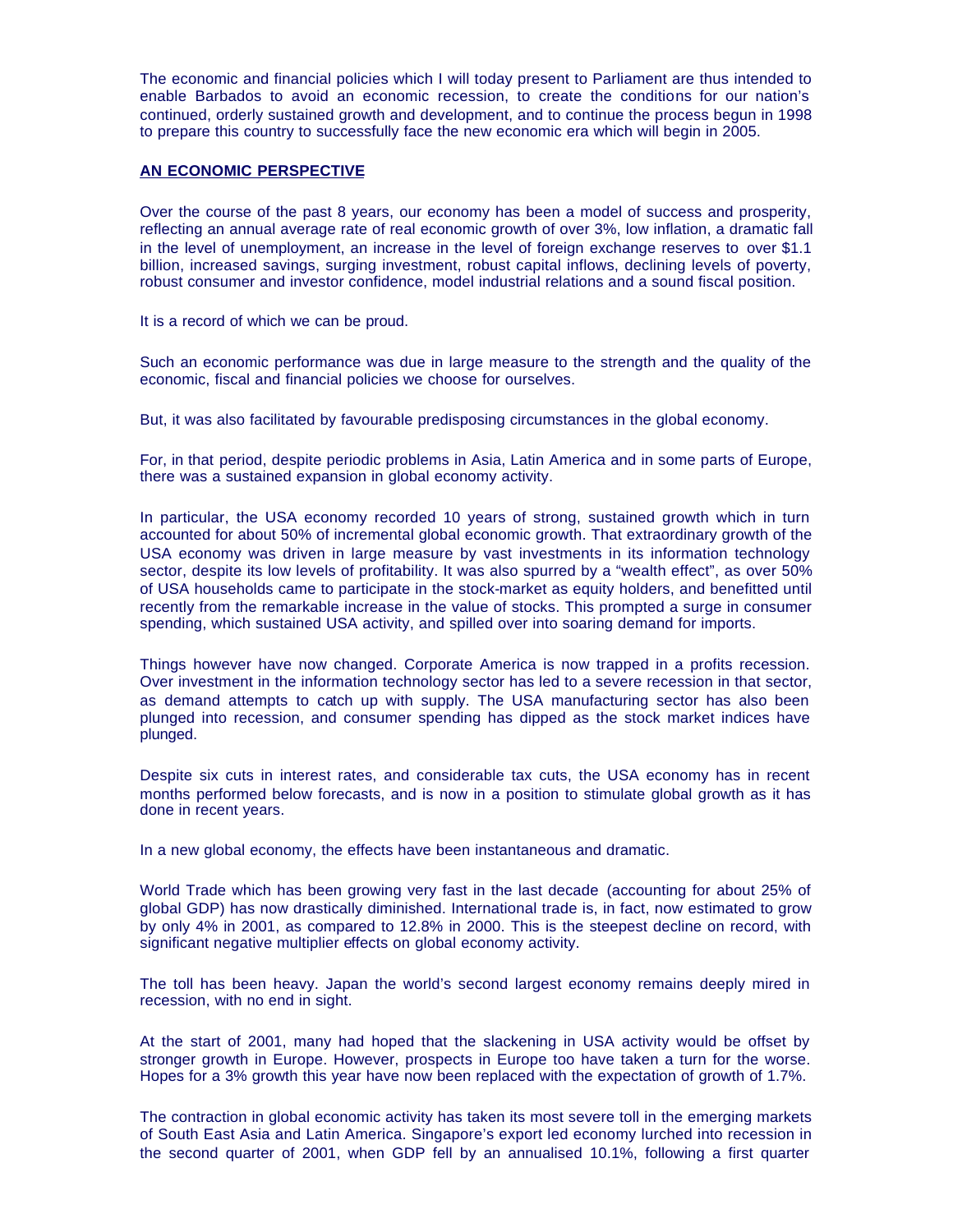The economic and financial policies which I will today present to Parliament are thus intended to enable Barbados to avoid an economic recession, to create the conditions for our nation's continued, orderly sustained growth and development, and to continue the process begun in 1998 to prepare this country to successfully face the new economic era which will begin in 2005.

## AN ECONOMIC PERSPECTIVE

Over the course of the past 8 years, our economy has been a model of success and prosperity, reflecting an annual average rate of real economic growth of over 3%, low inflation, a dramatic fall in the level of unemployment, an increase in the level of foreign exchange reserves to over $1.1 billion, increased savings, surging investment, robust capital inflows, declining levels of poverty, robust consumer and investor confidence, model industrial relations and a sound fiscal position.

It is a record of which we can be proud.

Such an economic performance was due in large measure to the strength and the quality of the economic, fiscal and financial policies we choose for ourselves.

But, it was also facilitated by favourable predisposing circumstances in the global economy.

For, in that period, despite periodic problems in Asia, Latin America and in some parts of Europe, there was a sustained expansion in global economy activity.

In particular, the USA economy recorded 10 years of strong, sustained growth which in turn accounted for about 50% of incremental global economic growth. That extraordinary growth of the USA economy was driven in large measure by vast investments in its information technology sector, despite its low levels of profitability. It was also spurred by a "wealth effect", as over 50% of USA households came to participate in the stock-market as equity holders, and benefitted until recently from the remarkable increase in the value of stocks. This prompted a surge in consumer spending, which sustained USA activity, and spilled over into soaring demand for imports.

Things however have now changed. Corporate America is now trapped in a profits recession. Over investment in the information technology sector has led to a severe recession in that sector, as demand attempts to catch up with supply. The USA manufacturing sector has also been plunged into recession, and consumer spending has dipped as the stock market indices have plunged.

Despite six cuts in interest rates, and considerable tax cuts, the USA economy has in recent months performed below forecasts, and is now in a position to stimulate global growth as it has done in recent years.

In a new global economy, the effects have been instantaneous and dramatic.

World Trade which has been growing very fast in the last decade (accounting for about 25% of global GDP) has now drastically diminished. International trade is, in fact, now estimated to grow by only 4% in 2001, as compared to 12.8% in 2000. This is the steepest decline on record, with significant negative multiplier effects on global economy activity.

The toll has been heavy. Japan the world's second largest economy remains deeply mired in recession, with no end in sight.

At the start of 2001, many had hoped that the slackening in USA activity would be offset by stronger growth in Europe. However, prospects in Europe too have taken a turn for the worse. Hopes for a 3% growth this year have now been replaced with the expectation of growth of 1.7%.

The contraction in global economic activity has taken its most severe toll in the emerging markets of South East Asia and Latin America. Singapore's export led economy lurched into recession in the second quarter of 2001, when GDP fell by an annualised 10.1%, following a first quarter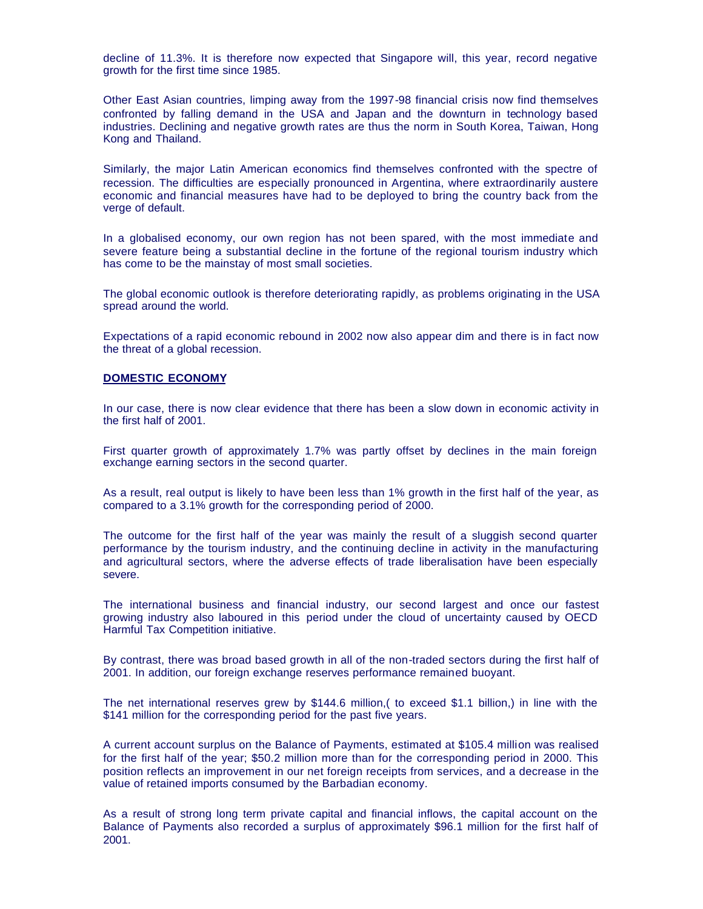decline of 11.3%. It is therefore now expected that Singapore will, this year, record negative growth for the first time since 1985.

Other East Asian countries, limping away from the 1997-98 financial crisis now find themselves confronted by falling demand in the USA and Japan and the downturn in technology based industries. Declining and negative growth rates are thus the norm in South Korea, Taiwan, Hong Kong and Thailand.

Similarly, the major Latin American economics find themselves confronted with the spectre of recession. The difficulties are especially pronounced in Argentina, where extraordinarily austere economic and financial measures have had to be deployed to bring the country back from the verge of default.

In a globalised economy, our own region has not been spared, with the most immediate and severe feature being a substantial decline in the fortune of the regional tourism industry which has come to be the mainstay of most small societies.

The global economic outlook is therefore deteriorating rapidly, as problems originating in the USA spread around the world.

Expectations of a rapid economic rebound in 2002 now also appear dim and there is in fact now the threat of a global recession.

## DOMESTIC ECONOMY

In our case, there is now clear evidence that there has been a slow down in economic activity in the first half of 2001.

First quarter growth of approximately 1.7% was partly offset by declines in the main foreign exchange earning sectors in the second quarter.

As a result, real output is likely to have been less than 1% growth in the first half of the year, as compared to a 3.1% growth for the corresponding period of 2000.

The outcome for the first half of the year was mainly the result of a sluggish second quarter performance by the tourism industry, and the continuing decline in activity in the manufacturing and agricultural sectors, where the adverse effects of trade liberalisation have been especially severe.

The international business and financial industry, our second largest and once our fastest growing industry also laboured in this period under the cloud of uncertainty caused by OECD Harmful Tax Competition initiative.

By contrast, there was broad based growth in all of the non-traded sectors during the first half of 2001. In addition, our foreign exchange reserves performance remained buoyant.

The net international reserves grew by $144.6 million,( to exceed $1.1 billion,) in line with the $141 million for the corresponding period for the past five years.

A current account surplus on the Balance of Payments, estimated at $105.4 million was realised for the first half of the year; $50.2 million more than for the corresponding period in 2000. This position reflects an improvement in our net foreign receipts from services, and a decrease in the value of retained imports consumed by the Barbadian economy.

As a result of strong long term private capital and financial inflows, the capital account on the Balance of Payments also recorded a surplus of approximately $96.1 million for the first half of 2001.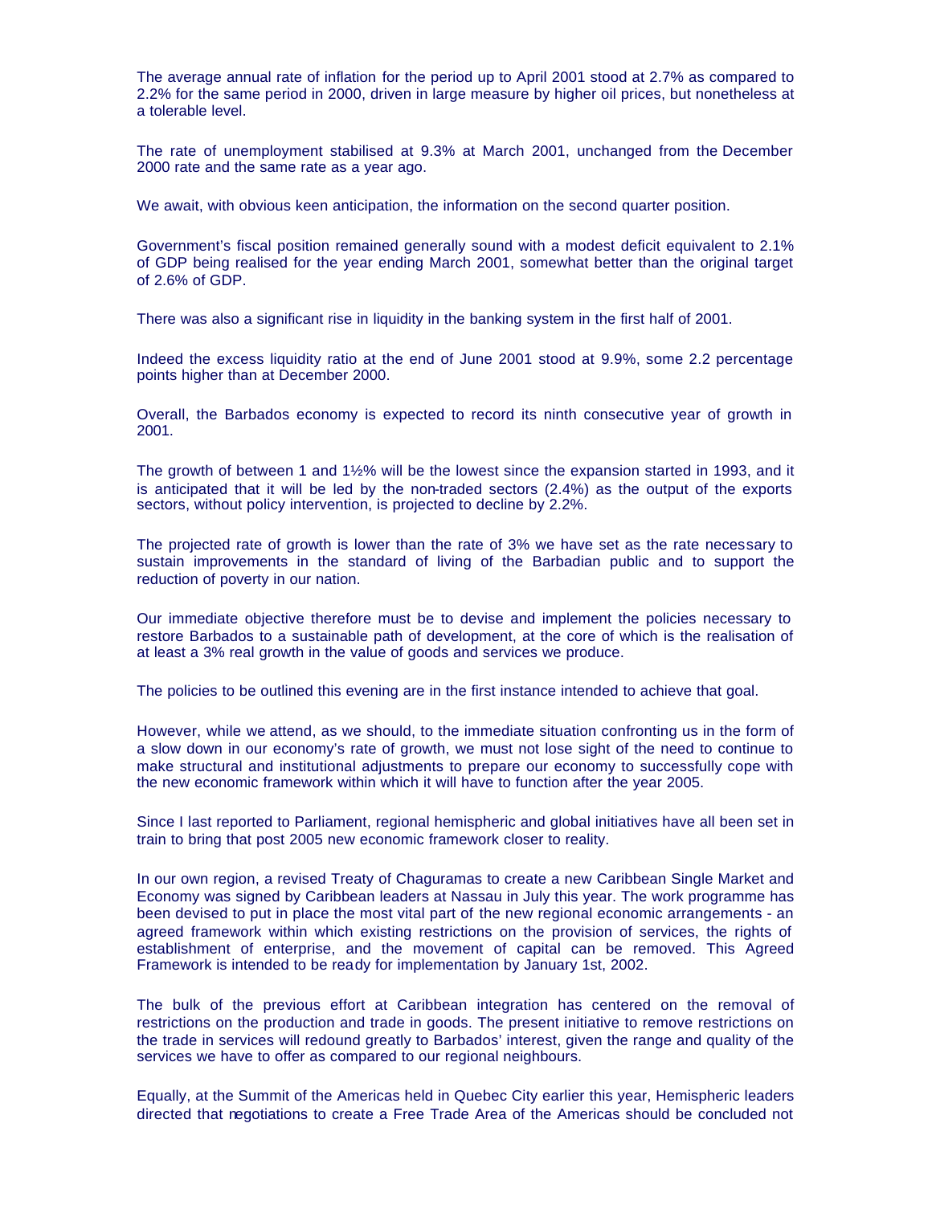The average annual rate of inflation for the period up to April 2001 stood at 2.7% as compared to 2.2% for the same period in 2000, driven in large measure by higher oil prices, but nonetheless at a tolerable level.

The rate of unemployment stabilised at 9.3% at March 2001, unchanged from the December 2000 rate and the same rate as a year ago.

We await, with obvious keen anticipation, the information on the second quarter position.

Government's fiscal position remained generally sound with a modest deficit equivalent to 2.1% of GDP being realised for the year ending March 2001, somewhat better than the original target of 2.6% of GDP.

There was also a significant rise in liquidity in the banking system in the first half of 2001.

Indeed the excess liquidity ratio at the end of June 2001 stood at 9.9%, some 2.2 percentage points higher than at December 2000.

Overall, the Barbados economy is expected to record its ninth consecutive year of growth in 2001.

The growth of between 1 and 1½% will be the lowest since the expansion started in 1993, and it is anticipated that it will be led by the non-traded sectors (2.4%) as the output of the exports sectors, without policy intervention, is projected to decline by 2.2%.

The projected rate of growth is lower than the rate of 3% we have set as the rate necessary to sustain improvements in the standard of living of the Barbadian public and to support the reduction of poverty in our nation.

Our immediate objective therefore must be to devise and implement the policies necessary to restore Barbados to a sustainable path of development, at the core of which is the realisation of at least a 3% real growth in the value of goods and services we produce.

The policies to be outlined this evening are in the first instance intended to achieve that goal.

However, while we attend, as we should, to the immediate situation confronting us in the form of a slow down in our economy's rate of growth, we must not lose sight of the need to continue to make structural and institutional adjustments to prepare our economy to successfully cope with the new economic framework within which it will have to function after the year 2005.

Since I last reported to Parliament, regional hemispheric and global initiatives have all been set in train to bring that post 2005 new economic framework closer to reality.

In our own region, a revised Treaty of Chaguramas to create a new Caribbean Single Market and Economy was signed by Caribbean leaders at Nassau in July this year. The work programme has been devised to put in place the most vital part of the new regional economic arrangements - an agreed framework within which existing restrictions on the provision of services, the rights of establishment of enterprise, and the movement of capital can be removed. This Agreed Framework is intended to be ready for implementation by January 1st, 2002.

The bulk of the previous effort at Caribbean integration has centered on the removal of restrictions on the production and trade in goods. The present initiative to remove restrictions on the trade in services will redound greatly to Barbados' interest, given the range and quality of the services we have to offer as compared to our regional neighbours.

Equally, at the Summit of the Americas held in Quebec City earlier this year, Hemispheric leaders directed that negotiations to create a Free Trade Area of the Americas should be concluded not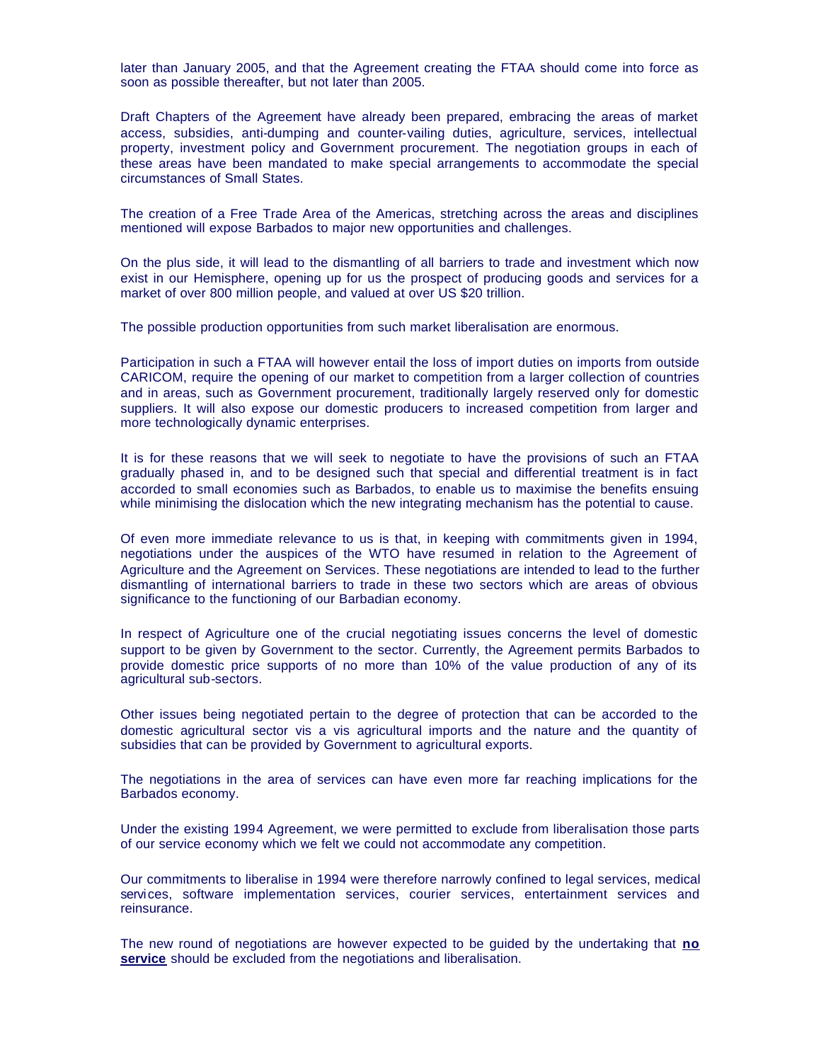later than January 2005, and that the Agreement creating the FTAA should come into force as soon as possible thereafter, but not later than 2005.

Draft Chapters of the Agreement have already been prepared, embracing the areas of market access, subsidies, anti-dumping and counter-vailing duties, agriculture, services, intellectual property, investment policy and Government procurement. The negotiation groups in each of these areas have been mandated to make special arrangements to accommodate the special circumstances of Small States.

The creation of a Free Trade Area of the Americas, stretching across the areas and disciplines mentioned will expose Barbados to major new opportunities and challenges.

On the plus side, it will lead to the dismantling of all barriers to trade and investment which now exist in our Hemisphere, opening up for us the prospect of producing goods and services for a market of over 800 million people, and valued at over US $20 trillion.

The possible production opportunities from such market liberalisation are enormous.

Participation in such a FTAA will however entail the loss of import duties on imports from outside CARICOM, require the opening of our market to competition from a larger collection of countries and in areas, such as Government procurement, traditionally largely reserved only for domestic suppliers. It will also expose our domestic producers to increased competition from larger and more technologically dynamic enterprises.

It is for these reasons that we will seek to negotiate to have the provisions of such an FTAA gradually phased in, and to be designed such that special and differential treatment is in fact accorded to small economies such as Barbados, to enable us to maximise the benefits ensuing while minimising the dislocation which the new integrating mechanism has the potential to cause.

Of even more immediate relevance to us is that, in keeping with commitments given in 1994, negotiations under the auspices of the WTO have resumed in relation to the Agreement of Agriculture and the Agreement on Services. These negotiations are intended to lead to the further dismantling of international barriers to trade in these two sectors which are areas of obvious significance to the functioning of our Barbadian economy.

In respect of Agriculture one of the crucial negotiating issues concerns the level of domestic support to be given by Government to the sector. Currently, the Agreement permits Barbados to provide domestic price supports of no more than 10% of the value production of any of its agricultural sub-sectors.

Other issues being negotiated pertain to the degree of protection that can be accorded to the domestic agricultural sector vis a vis agricultural imports and the nature and the quantity of subsidies that can be provided by Government to agricultural exports.

The negotiations in the area of services can have even more far reaching implications for the Barbados economy.

Under the existing 1994 Agreement, we were permitted to exclude from liberalisation those parts of our service economy which we felt we could not accommodate any competition.

Our commitments to liberalise in 1994 were therefore narrowly confined to legal services, medical services, software implementation services, courier services, entertainment services and reinsurance.

The new round of negotiations are however expected to be guided by the undertaking that **no service** should be excluded from the negotiations and liberalisation.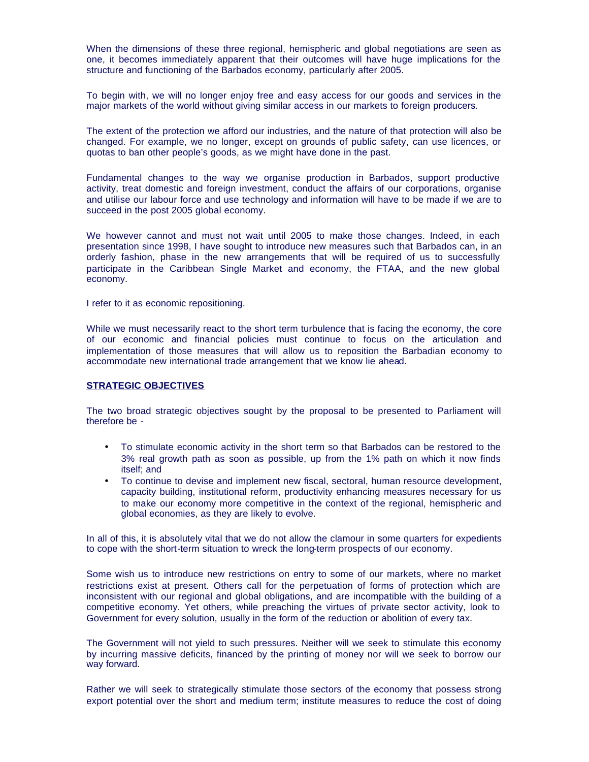When the dimensions of these three regional, hemispheric and global negotiations are seen as one, it becomes immediately apparent that their outcomes will have huge implications for the structure and functioning of the Barbados economy, particularly after 2005.

To begin with, we will no longer enjoy free and easy access for our goods and services in the major markets of the world without giving similar access in our markets to foreign producers.

The extent of the protection we afford our industries, and the nature of that protection will also be changed. For example, we no longer, except on grounds of public safety, can use licences, or quotas to ban other people's goods, as we might have done in the past.

Fundamental changes to the way we organise production in Barbados, support productive activity, treat domestic and foreign investment, conduct the affairs of our corporations, organise and utilise our labour force and use technology and information will have to be made if we are to succeed in the post 2005 global economy.

We however cannot and <u>must</u> not wait until 2005 to make those changes. Indeed, in each presentation since 1998, I have sought to introduce new measures such that Barbados can, in an orderly fashion, phase in the new arrangements that will be required of us to successfully participate in the Caribbean Single Market and economy, the FTAA, and the new global economy.

I refer to it as economic repositioning.

While we must necessarily react to the short term turbulence that is facing the economy, the core of our economic and financial policies must continue to focus on the articulation and implementation of those measures that will allow us to reposition the Barbadian economy to accommodate new international trade arrangement that we know lie ahead.

## STRATEGIC OBJECTIVES

The two broad strategic objectives sought by the proposal to be presented to Parliament will therefore be -

- To stimulate economic activity in the short term so that Barbados can be restored to the 3% real growth path as soon as possible, up from the 1% path on which it now finds itself; and
- To continue to devise and implement new fiscal, sectoral, human resource development, capacity building, institutional reform, productivity enhancing measures necessary for us to make our economy more competitive in the context of the regional, hemispheric and global economies, as they are likely to evolve.

In all of this, it is absolutely vital that we do not allow the clamour in some quarters for expedients to cope with the short-term situation to wreck the long-term prospects of our economy.

Some wish us to introduce new restrictions on entry to some of our markets, where no market restrictions exist at present. Others call for the perpetuation of forms of protection which are inconsistent with our regional and global obligations, and are incompatible with the building of a competitive economy. Yet others, while preaching the virtues of private sector activity, look to Government for every solution, usually in the form of the reduction or abolition of every tax.

The Government will not yield to such pressures. Neither will we seek to stimulate this economy by incurring massive deficits, financed by the printing of money nor will we seek to borrow our way forward.

Rather we will seek to strategically stimulate those sectors of the economy that possess strong export potential over the short and medium term; institute measures to reduce the cost of doing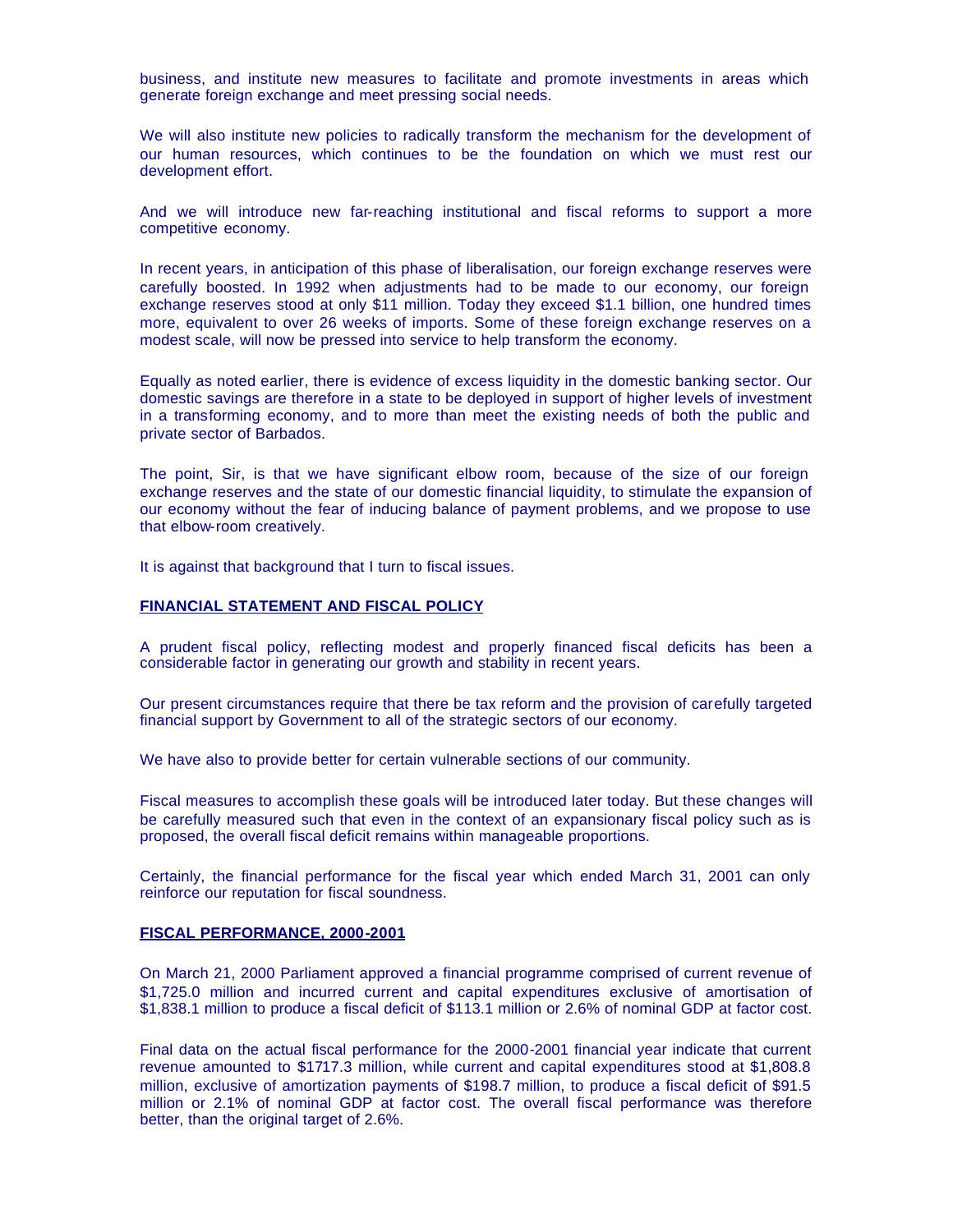business, and institute new measures to facilitate and promote investments in areas which generate foreign exchange and meet pressing social needs.

We will also institute new policies to radically transform the mechanism for the development of our human resources, which continues to be the foundation on which we must rest our development effort.

And we will introduce new far-reaching institutional and fiscal reforms to support a more competitive economy.

In recent years, in anticipation of this phase of liberalisation, our foreign exchange reserves were carefully boosted. In 1992 when adjustments had to be made to our economy, our foreign exchange reserves stood at only $11 million. Today they exceed $1.1 billion, one hundred times more, equivalent to over 26 weeks of imports. Some of these foreign exchange reserves on a modest scale, will now be pressed into service to help transform the economy.

Equally as noted earlier, there is evidence of excess liquidity in the domestic banking sector. Our domestic savings are therefore in a state to be deployed in support of higher levels of investment in a transforming economy, and to more than meet the existing needs of both the public and private sector of Barbados.

The point, Sir, is that we have significant elbow room, because of the size of our foreign exchange reserves and the state of our domestic financial liquidity, to stimulate the expansion of our economy without the fear of inducing balance of payment problems, and we propose to use that elbow-room creatively.

It is against that background that I turn to fiscal issues.

## FINANCIAL STATEMENT AND FISCAL POLICY

A prudent fiscal policy, reflecting modest and properly financed fiscal deficits has been a considerable factor in generating our growth and stability in recent years.

Our present circumstances require that there be tax reform and the provision of carefully targeted financial support by Government to all of the strategic sectors of our economy.

We have also to provide better for certain vulnerable sections of our community.

Fiscal measures to accomplish these goals will be introduced later today. But these changes will be carefully measured such that even in the context of an expansionary fiscal policy such as is proposed, the overall fiscal deficit remains within manageable proportions.

Certainly, the financial performance for the fiscal year which ended March 31, 2001 can only reinforce our reputation for fiscal soundness.

## FISCAL PERFORMANCE, 2000-2001

On March 21, 2000 Parliament approved a financial programme comprised of current revenue of $1,725.0 million and incurred current and capital expenditures exclusive of amortisation of $1,838.1 million to produce a fiscal deficit of $113.1 million or 2.6% of nominal GDP at factor cost.

Final data on the actual fiscal performance for the 2000-2001 financial year indicate that current revenue amounted to $1717.3 million, while current and capital expenditures stood at $1,808.8 million, exclusive of amortization payments of $198.7 million, to produce a fiscal deficit of $91.5 million or 2.1% of nominal GDP at factor cost. The overall fiscal performance was therefore better, than the original target of 2.6%.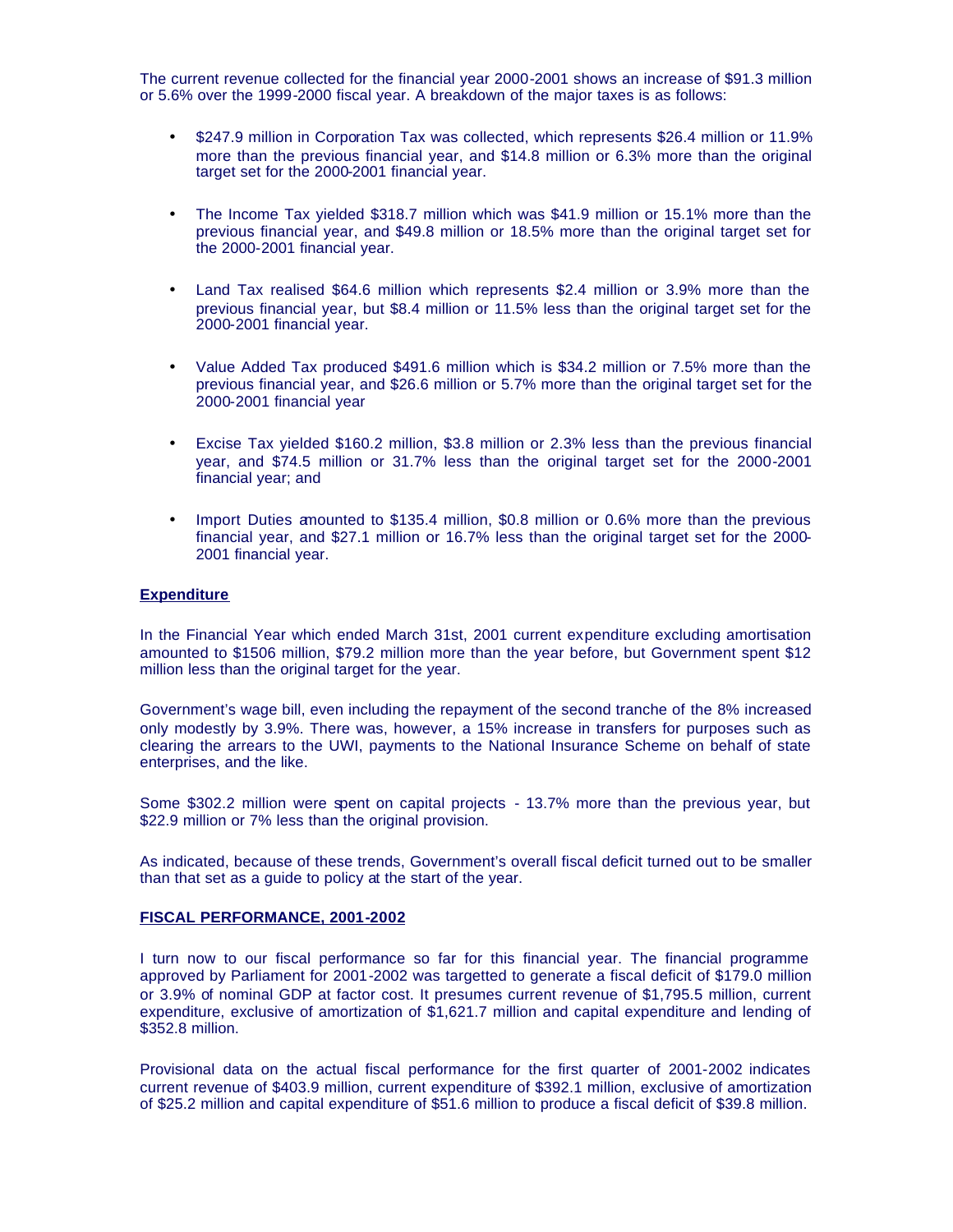The current revenue collected for the financial year 2000-2001 shows an increase of $91.3 million or 5.6% over the 1999-2000 fiscal year. A breakdown of the major taxes is as follows:

- $247.9 million in Corporation Tax was collected, which represents $26.4 million or 11.9% more than the previous financial year, and $14.8 million or 6.3% more than the original target set for the 2000-2001 financial year.

- The Income Tax yielded $318.7 million which was $41.9 million or 15.1% more than the previous financial year, and $49.8 million or 18.5% more than the original target set for the 2000-2001 financial year.

- Land Tax realised $64.6 million which represents $2.4 million or 3.9% more than the previous financial year, but $8.4 million or 11.5% less than the original target set for the 2000-2001 financial year.

- Value Added Tax produced $491.6 million which is $34.2 million or 7.5% more than the previous financial year, and $26.6 million or 5.7% more than the original target set for the 2000-2001 financial year

- Excise Tax yielded $160.2 million, $3.8 million or 2.3% less than the previous financial year, and $74.5 million or 31.7% less than the original target set for the 2000-2001 financial year; and

- Import Duties amounted to $135.4 million, $0.8 million or 0.6% more than the previous financial year, and $27.1 million or 16.7% less than the original target set for the 2000-2001 financial year.

**Expenditure**

In the Financial Year which ended March 31st, 2001 current expenditure excluding amortisation amounted to $1506 million, $79.2 million more than the year before, but Government spent $12 million less than the original target for the year.

Government's wage bill, even including the repayment of the second tranche of the 8% increased only modestly by 3.9%. There was, however, a 15% increase in transfers for purposes such as clearing the arrears to the UWI, payments to the National Insurance Scheme on behalf of state enterprises, and the like.

Some $302.2 million were spent on capital projects - 13.7% more than the previous year, but $22.9 million or 7% less than the original provision.

As indicated, because of these trends, Government's overall fiscal deficit turned out to be smaller than that set as a guide to policy at the start of the year.

**FISCAL PERFORMANCE, 2001-2002**

I turn now to our fiscal performance so far for this financial year. The financial programme approved by Parliament for 2001-2002 was targetted to generate a fiscal deficit of $179.0 million or 3.9% of nominal GDP at factor cost. It presumes current revenue of $1,795.5 million, current expenditure, exclusive of amortization of $1,621.7 million and capital expenditure and lending of $352.8 million.

Provisional data on the actual fiscal performance for the first quarter of 2001-2002 indicates current revenue of $403.9 million, current expenditure of $392.1 million, exclusive of amortization of $25.2 million and capital expenditure of $51.6 million to produce a fiscal deficit of $39.8 million.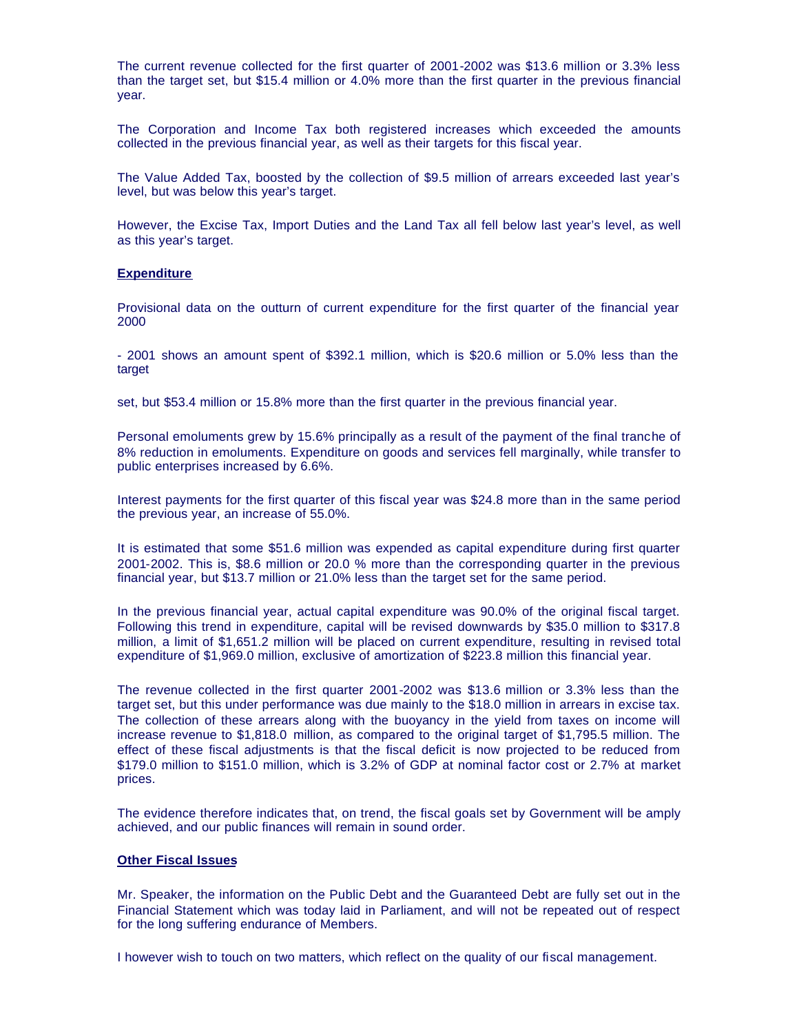The current revenue collected for the first quarter of 2001-2002 was $13.6 million or 3.3% less than the target set, but $15.4 million or 4.0% more than the first quarter in the previous financial year.

The Corporation and Income Tax both registered increases which exceeded the amounts collected in the previous financial year, as well as their targets for this fiscal year.

The Value Added Tax, boosted by the collection of $9.5 million of arrears exceeded last year's level, but was below this year's target.

However, the Excise Tax, Import Duties and the Land Tax all fell below last year's level, as well as this year's target.

**Expenditure**

Provisional data on the outturn of current expenditure for the first quarter of the financial year 2000

- 2001 shows an amount spent of $392.1 million, which is $20.6 million or 5.0% less than the target

set, but $53.4 million or 15.8% more than the first quarter in the previous financial year.

Personal emoluments grew by 15.6% principally as a result of the payment of the final tranche of 8% reduction in emoluments. Expenditure on goods and services fell marginally, while transfer to public enterprises increased by 6.6%.

Interest payments for the first quarter of this fiscal year was $24.8 more than in the same period the previous year, an increase of 55.0%.

It is estimated that some $51.6 million was expended as capital expenditure during first quarter 2001-2002. This is, $8.6 million or 20.0 % more than the corresponding quarter in the previous financial year, but $13.7 million or 21.0% less than the target set for the same period.

In the previous financial year, actual capital expenditure was 90.0% of the original fiscal target. Following this trend in expenditure, capital will be revised downwards by $35.0 million to $317.8 million, a limit of $1,651.2 million will be placed on current expenditure, resulting in revised total expenditure of $1,969.0 million, exclusive of amortization of $223.8 million this financial year.

The revenue collected in the first quarter 2001-2002 was $13.6 million or 3.3% less than the target set, but this under performance was due mainly to the $18.0 million in arrears in excise tax. The collection of these arrears along with the buoyancy in the yield from taxes on income will increase revenue to $1,818.0 million, as compared to the original target of $1,795.5 million. The effect of these fiscal adjustments is that the fiscal deficit is now projected to be reduced from $179.0 million to $151.0 million, which is 3.2% of GDP at nominal factor cost or 2.7% at market prices.

The evidence therefore indicates that, on trend, the fiscal goals set by Government will be amply achieved, and our public finances will remain in sound order.

**Other Fiscal Issues**

Mr. Speaker, the information on the Public Debt and the Guaranteed Debt are fully set out in the Financial Statement which was today laid in Parliament, and will not be repeated out of respect for the long suffering endurance of Members.

I however wish to touch on two matters, which reflect on the quality of our fiscal management.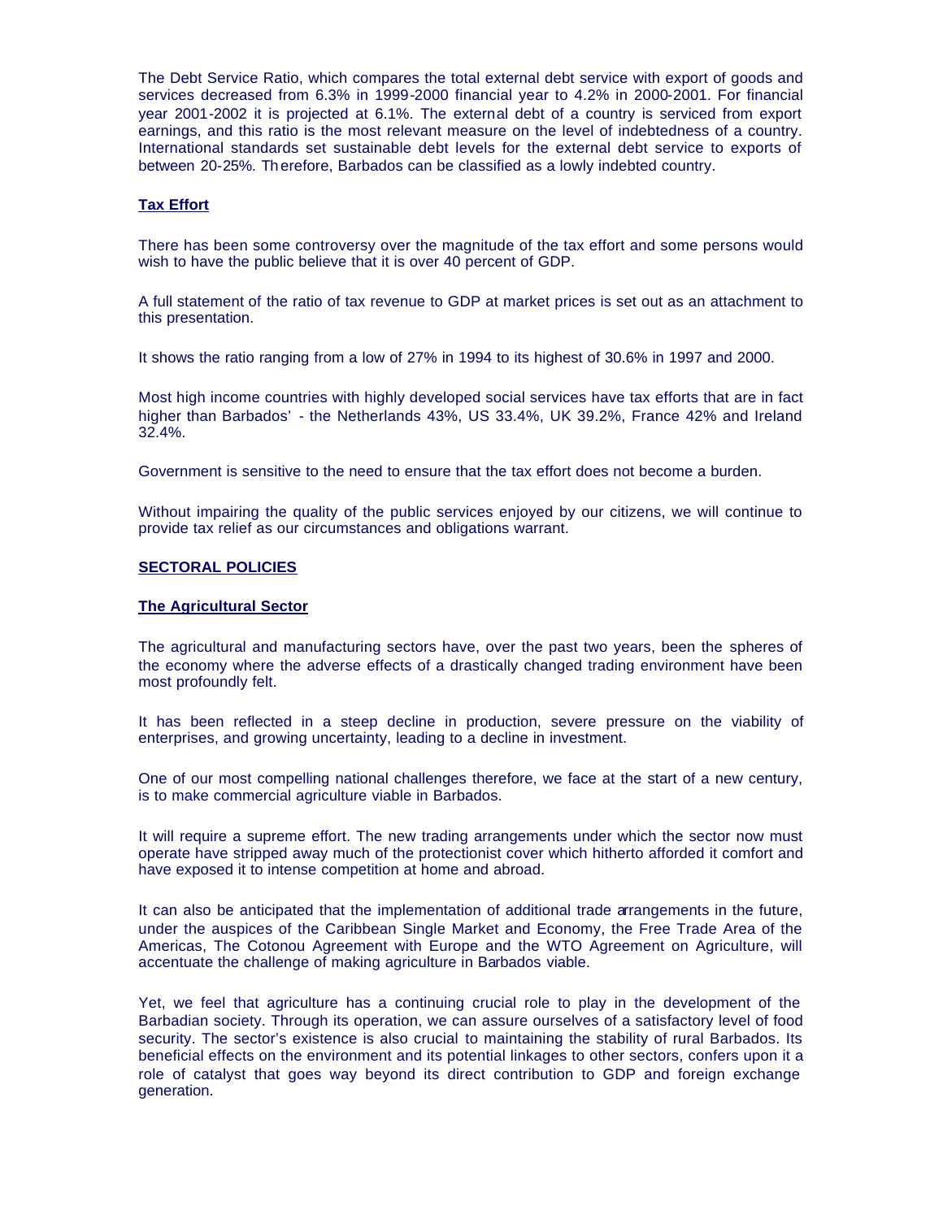The Debt Service Ratio, which compares the total external debt service with export of goods and services decreased from 6.3% in 1999-2000 financial year to 4.2% in 2000-2001. For financial year 2001-2002 it is projected at 6.1%. The external debt of a country is serviced from export earnings, and this ratio is the most relevant measure on the level of indebtedness of a country. International standards set sustainable debt levels for the external debt service to exports of between 20-25%. Therefore, Barbados can be classified as a lowly indebted country.

## Tax Effort

There has been some controversy over the magnitude of the tax effort and some persons would wish to have the public believe that it is over 40 percent of GDP.

A full statement of the ratio of tax revenue to GDP at market prices is set out as an attachment to this presentation.

It shows the ratio ranging from a low of 27% in 1994 to its highest of 30.6% in 1997 and 2000.

Most high income countries with highly developed social services have tax efforts that are in fact higher than Barbados' - the Netherlands 43%, US 33.4%, UK 39.2%, France 42% and Ireland 32.4%.

Government is sensitive to the need to ensure that the tax effort does not become a burden.

Without impairing the quality of the public services enjoyed by our citizens, we will continue to provide tax relief as our circumstances and obligations warrant.

## SECTORAL POLICIES

### The Agricultural Sector

The agricultural and manufacturing sectors have, over the past two years, been the spheres of the economy where the adverse effects of a drastically changed trading environment have been most profoundly felt.

It has been reflected in a steep decline in production, severe pressure on the viability of enterprises, and growing uncertainty, leading to a decline in investment.

One of our most compelling national challenges therefore, we face at the start of a new century, is to make commercial agriculture viable in Barbados.

It will require a supreme effort. The new trading arrangements under which the sector now must operate have stripped away much of the protectionist cover which hitherto afforded it comfort and have exposed it to intense competition at home and abroad.

It can also be anticipated that the implementation of additional trade arrangements in the future, under the auspices of the Caribbean Single Market and Economy, the Free Trade Area of the Americas, The Cotonou Agreement with Europe and the WTO Agreement on Agriculture, will accentuate the challenge of making agriculture in Barbados viable.

Yet, we feel that agriculture has a continuing crucial role to play in the development of the Barbadian society. Through its operation, we can assure ourselves of a satisfactory level of food security. The sector's existence is also crucial to maintaining the stability of rural Barbados. Its beneficial effects on the environment and its potential linkages to other sectors, confers upon it a role of catalyst that goes way beyond its direct contribution to GDP and foreign exchange generation.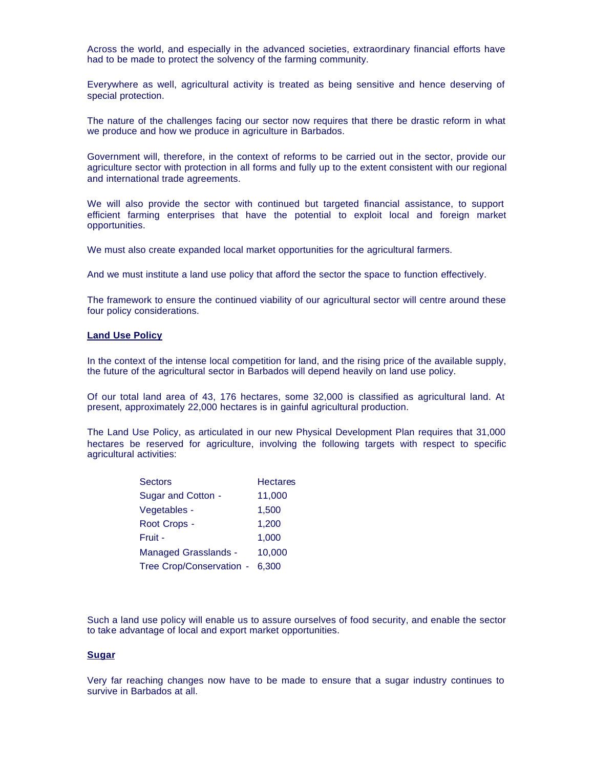Across the world, and especially in the advanced societies, extraordinary financial efforts have had to be made to protect the solvency of the farming community.

Everywhere as well, agricultural activity is treated as being sensitive and hence deserving of special protection.

The nature of the challenges facing our sector now requires that there be drastic reform in what we produce and how we produce in agriculture in Barbados.

Government will, therefore, in the context of reforms to be carried out in the sector, provide our agriculture sector with protection in all forms and fully up to the extent consistent with our regional and international trade agreements.

We will also provide the sector with continued but targeted financial assistance, to support efficient farming enterprises that have the potential to exploit local and foreign market opportunities.

We must also create expanded local market opportunities for the agricultural farmers.

And we must institute a land use policy that afford the sector the space to function effectively.

The framework to ensure the continued viability of our agricultural sector will centre around these four policy considerations.

**Land Use Policy**

In the context of the intense local competition for land, and the rising price of the available supply, the future of the agricultural sector in Barbados will depend heavily on land use policy.

Of our total land area of 43, 176 hectares, some 32,000 is classified as agricultural land. At present, approximately 22,000 hectares is in gainful agricultural production.

The Land Use Policy, as articulated in our new Physical Development Plan requires that 31,000 hectares be reserved for agriculture, involving the following targets with respect to specific agricultural activities:

| Sectors | Hectares |
|---|---|
| Sugar and Cotton - | 11,000 |
| Vegetables - | 1,500 |
| Root Crops - | 1,200 |
| Fruit - | 1,000 |
| Managed Grasslands - | 10,000 |
| Tree Crop/Conservation - | 6,300 |

Such a land use policy will enable us to assure ourselves of food security, and enable the sector to take advantage of local and export market opportunities.

**Sugar**

Very far reaching changes now have to be made to ensure that a sugar industry continues to survive in Barbados at all.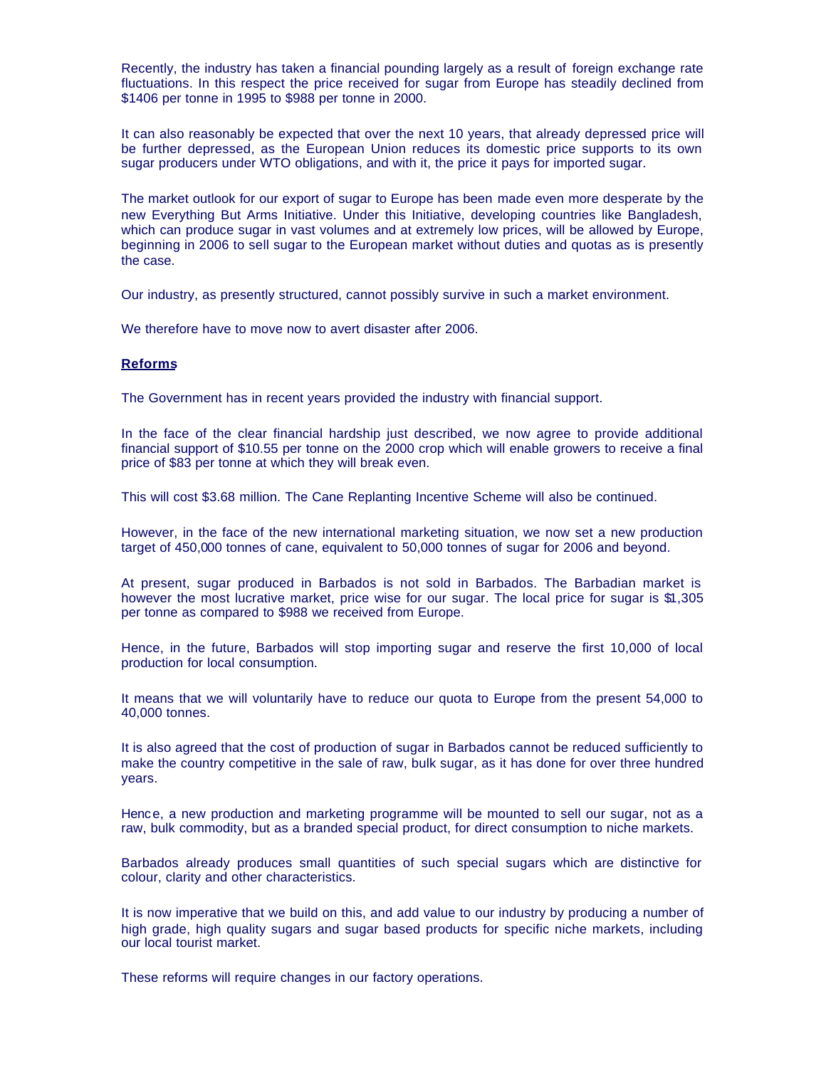Recently, the industry has taken a financial pounding largely as a result of foreign exchange rate fluctuations. In this respect the price received for sugar from Europe has steadily declined from $1406 per tonne in 1995 to $988 per tonne in 2000.

It can also reasonably be expected that over the next 10 years, that already depressed price will be further depressed, as the European Union reduces its domestic price supports to its own sugar producers under WTO obligations, and with it, the price it pays for imported sugar.

The market outlook for our export of sugar to Europe has been made even more desperate by the new Everything But Arms Initiative. Under this Initiative, developing countries like Bangladesh, which can produce sugar in vast volumes and at extremely low prices, will be allowed by Europe, beginning in 2006 to sell sugar to the European market without duties and quotas as is presently the case.

Our industry, as presently structured, cannot possibly survive in such a market environment.

We therefore have to move now to avert disaster after 2006.

**Reforms**

The Government has in recent years provided the industry with financial support.

In the face of the clear financial hardship just described, we now agree to provide additional financial support of $10.55 per tonne on the 2000 crop which will enable growers to receive a final price of $83 per tonne at which they will break even.

This will cost $3.68 million. The Cane Replanting Incentive Scheme will also be continued.

However, in the face of the new international marketing situation, we now set a new production target of 450,000 tonnes of cane, equivalent to 50,000 tonnes of sugar for 2006 and beyond.

At present, sugar produced in Barbados is not sold in Barbados. The Barbadian market is however the most lucrative market, price wise for our sugar. The local price for sugar is $1,305 per tonne as compared to $988 we received from Europe.

Hence, in the future, Barbados will stop importing sugar and reserve the first 10,000 of local production for local consumption.

It means that we will voluntarily have to reduce our quota to Europe from the present 54,000 to 40,000 tonnes.

It is also agreed that the cost of production of sugar in Barbados cannot be reduced sufficiently to make the country competitive in the sale of raw, bulk sugar, as it has done for over three hundred years.

Hence, a new production and marketing programme will be mounted to sell our sugar, not as a raw, bulk commodity, but as a branded special product, for direct consumption to niche markets.

Barbados already produces small quantities of such special sugars which are distinctive for colour, clarity and other characteristics.

It is now imperative that we build on this, and add value to our industry by producing a number of high grade, high quality sugars and sugar based products for specific niche markets, including our local tourist market.

These reforms will require changes in our factory operations.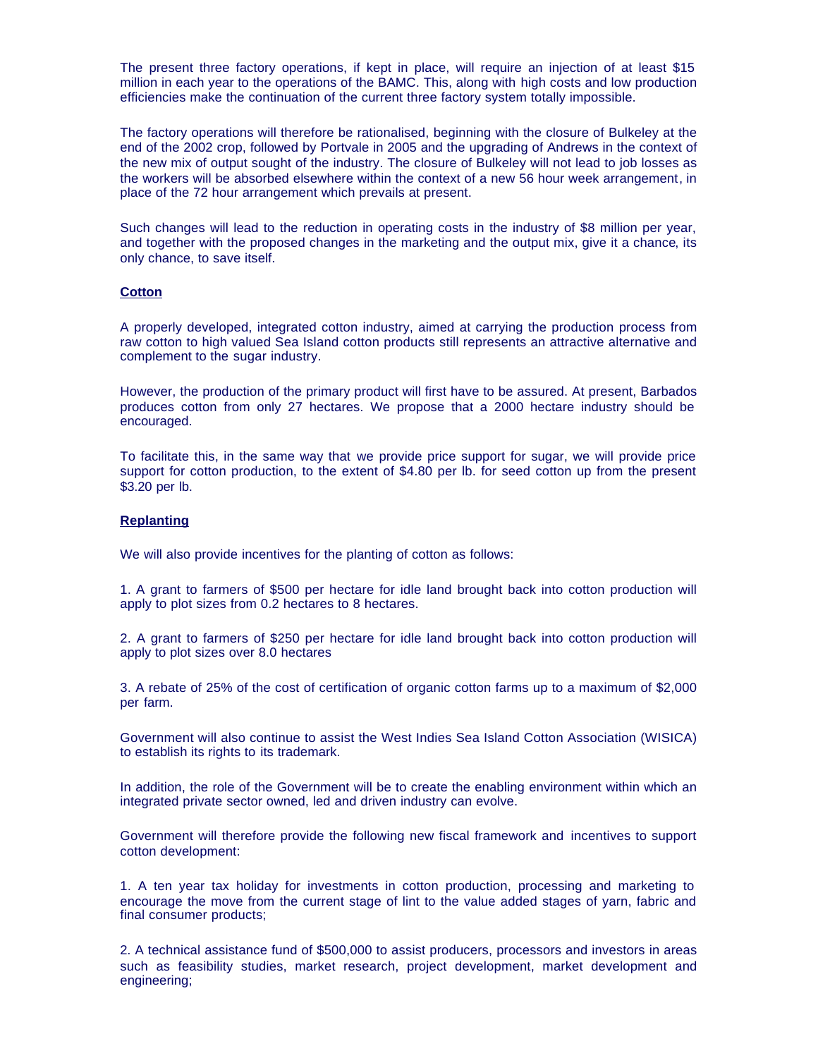The present three factory operations, if kept in place, will require an injection of at least $15 million in each year to the operations of the BAMC. This, along with high costs and low production efficiencies make the continuation of the current three factory system totally impossible.

The factory operations will therefore be rationalised, beginning with the closure of Bulkeley at the end of the 2002 crop, followed by Portvale in 2005 and the upgrading of Andrews in the context of the new mix of output sought of the industry. The closure of Bulkeley will not lead to job losses as the workers will be absorbed elsewhere within the context of a new 56 hour week arrangement, in place of the 72 hour arrangement which prevails at present.

Such changes will lead to the reduction in operating costs in the industry of $8 million per year, and together with the proposed changes in the marketing and the output mix, give it a chance, its only chance, to save itself.

## Cotton

A properly developed, integrated cotton industry, aimed at carrying the production process from raw cotton to high valued Sea Island cotton products still represents an attractive alternative and complement to the sugar industry.

However, the production of the primary product will first have to be assured. At present, Barbados produces cotton from only 27 hectares. We propose that a 2000 hectare industry should be encouraged.

To facilitate this, in the same way that we provide price support for sugar, we will provide price support for cotton production, to the extent of $4.80 per lb. for seed cotton up from the present $3.20 per lb.

## Replanting

We will also provide incentives for the planting of cotton as follows:

1. A grant to farmers of $500 per hectare for idle land brought back into cotton production will apply to plot sizes from 0.2 hectares to 8 hectares.

2. A grant to farmers of $250 per hectare for idle land brought back into cotton production will apply to plot sizes over 8.0 hectares

3. A rebate of 25% of the cost of certification of organic cotton farms up to a maximum of $2,000 per farm.

Government will also continue to assist the West Indies Sea Island Cotton Association (WISICA) to establish its rights to its trademark.

In addition, the role of the Government will be to create the enabling environment within which an integrated private sector owned, led and driven industry can evolve.

Government will therefore provide the following new fiscal framework and incentives to support cotton development:

1. A ten year tax holiday for investments in cotton production, processing and marketing to encourage the move from the current stage of lint to the value added stages of yarn, fabric and final consumer products;

2. A technical assistance fund of $500,000 to assist producers, processors and investors in areas such as feasibility studies, market research, project development, market development and engineering;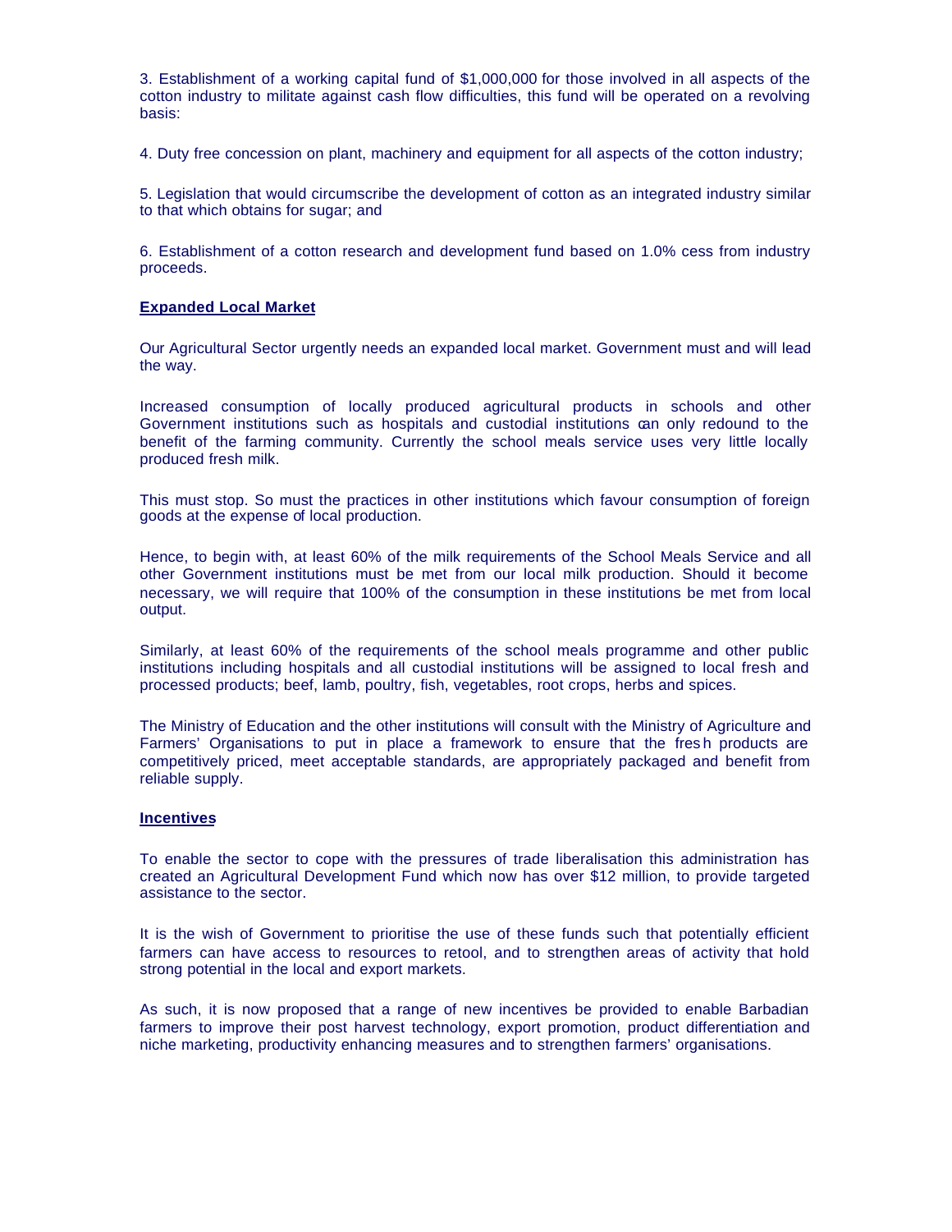3. Establishment of a working capital fund of $1,000,000 for those involved in all aspects of the cotton industry to militate against cash flow difficulties, this fund will be operated on a revolving basis:

4. Duty free concession on plant, machinery and equipment for all aspects of the cotton industry;

5. Legislation that would circumscribe the development of cotton as an integrated industry similar to that which obtains for sugar; and

6. Establishment of a cotton research and development fund based on 1.0% cess from industry proceeds.

**Expanded Local Market**

Our Agricultural Sector urgently needs an expanded local market. Government must and will lead the way.

Increased consumption of locally produced agricultural products in schools and other Government institutions such as hospitals and custodial institutions can only redound to the benefit of the farming community. Currently the school meals service uses very little locally produced fresh milk.

This must stop. So must the practices in other institutions which favour consumption of foreign goods at the expense of local production.

Hence, to begin with, at least 60% of the milk requirements of the School Meals Service and all other Government institutions must be met from our local milk production. Should it become necessary, we will require that 100% of the consumption in these institutions be met from local output.

Similarly, at least 60% of the requirements of the school meals programme and other public institutions including hospitals and all custodial institutions will be assigned to local fresh and processed products; beef, lamb, poultry, fish, vegetables, root crops, herbs and spices.

The Ministry of Education and the other institutions will consult with the Ministry of Agriculture and Farmers' Organisations to put in place a framework to ensure that the fresh products are competitively priced, meet acceptable standards, are appropriately packaged and benefit from reliable supply.

**Incentives**

To enable the sector to cope with the pressures of trade liberalisation this administration has created an Agricultural Development Fund which now has over $12 million, to provide targeted assistance to the sector.

It is the wish of Government to prioritise the use of these funds such that potentially efficient farmers can have access to resources to retool, and to strengthen areas of activity that hold strong potential in the local and export markets.

As such, it is now proposed that a range of new incentives be provided to enable Barbadian farmers to improve their post harvest technology, export promotion, product differentiation and niche marketing, productivity enhancing measures and to strengthen farmers' organisations.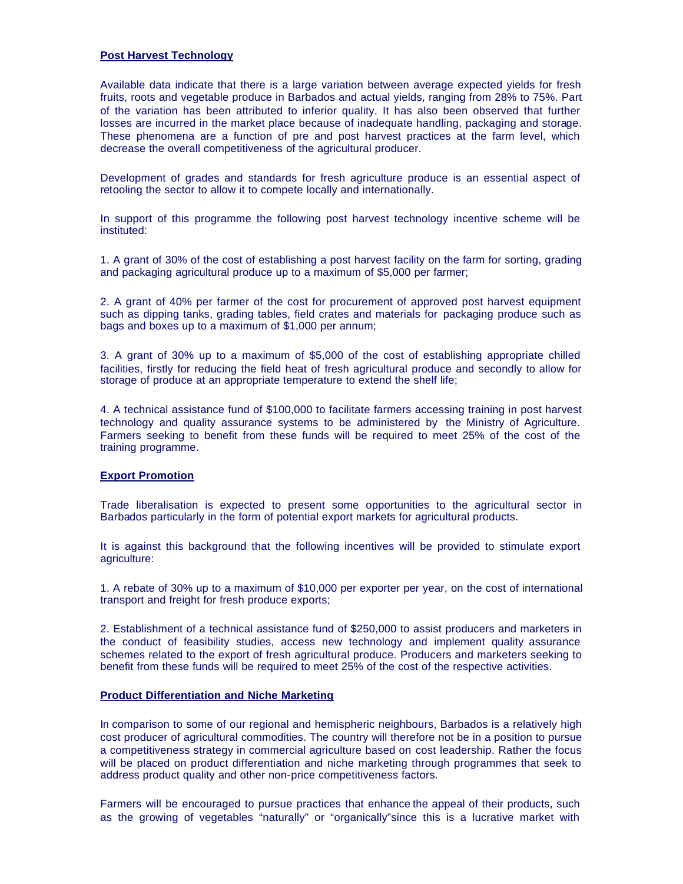## Post Harvest Technology

Available data indicate that there is a large variation between average expected yields for fresh fruits, roots and vegetable produce in Barbados and actual yields, ranging from 28% to 75%. Part of the variation has been attributed to inferior quality. It has also been observed that further losses are incurred in the market place because of inadequate handling, packaging and storage. These phenomena are a function of pre and post harvest practices at the farm level, which decrease the overall competitiveness of the agricultural producer.

Development of grades and standards for fresh agriculture produce is an essential aspect of retooling the sector to allow it to compete locally and internationally.

In support of this programme the following post harvest technology incentive scheme will be instituted:

1. A grant of 30% of the cost of establishing a post harvest facility on the farm for sorting, grading and packaging agricultural produce up to a maximum of $5,000 per farmer;

2. A grant of 40% per farmer of the cost for procurement of approved post harvest equipment such as dipping tanks, grading tables, field crates and materials for packaging produce such as bags and boxes up to a maximum of $1,000 per annum;

3. A grant of 30% up to a maximum of $5,000 of the cost of establishing appropriate chilled facilities, firstly for reducing the field heat of fresh agricultural produce and secondly to allow for storage of produce at an appropriate temperature to extend the shelf life;

4. A technical assistance fund of $100,000 to facilitate farmers accessing training in post harvest technology and quality assurance systems to be administered by the Ministry of Agriculture. Farmers seeking to benefit from these funds will be required to meet 25% of the cost of the training programme.

## Export Promotion

Trade liberalisation is expected to present some opportunities to the agricultural sector in Barbados particularly in the form of potential export markets for agricultural products.

It is against this background that the following incentives will be provided to stimulate export agriculture:

1. A rebate of 30% up to a maximum of $10,000 per exporter per year, on the cost of international transport and freight for fresh produce exports;

2. Establishment of a technical assistance fund of $250,000 to assist producers and marketers in the conduct of feasibility studies, access new technology and implement quality assurance schemes related to the export of fresh agricultural produce. Producers and marketers seeking to benefit from these funds will be required to meet 25% of the cost of the respective activities.

## Product Differentiation and Niche Marketing

In comparison to some of our regional and hemispheric neighbours, Barbados is a relatively high cost producer of agricultural commodities. The country will therefore not be in a position to pursue a competitiveness strategy in commercial agriculture based on cost leadership. Rather the focus will be placed on product differentiation and niche marketing through programmes that seek to address product quality and other non-price competitiveness factors.

Farmers will be encouraged to pursue practices that enhance the appeal of their products, such as the growing of vegetables "naturally" or "organically"since this is a lucrative market with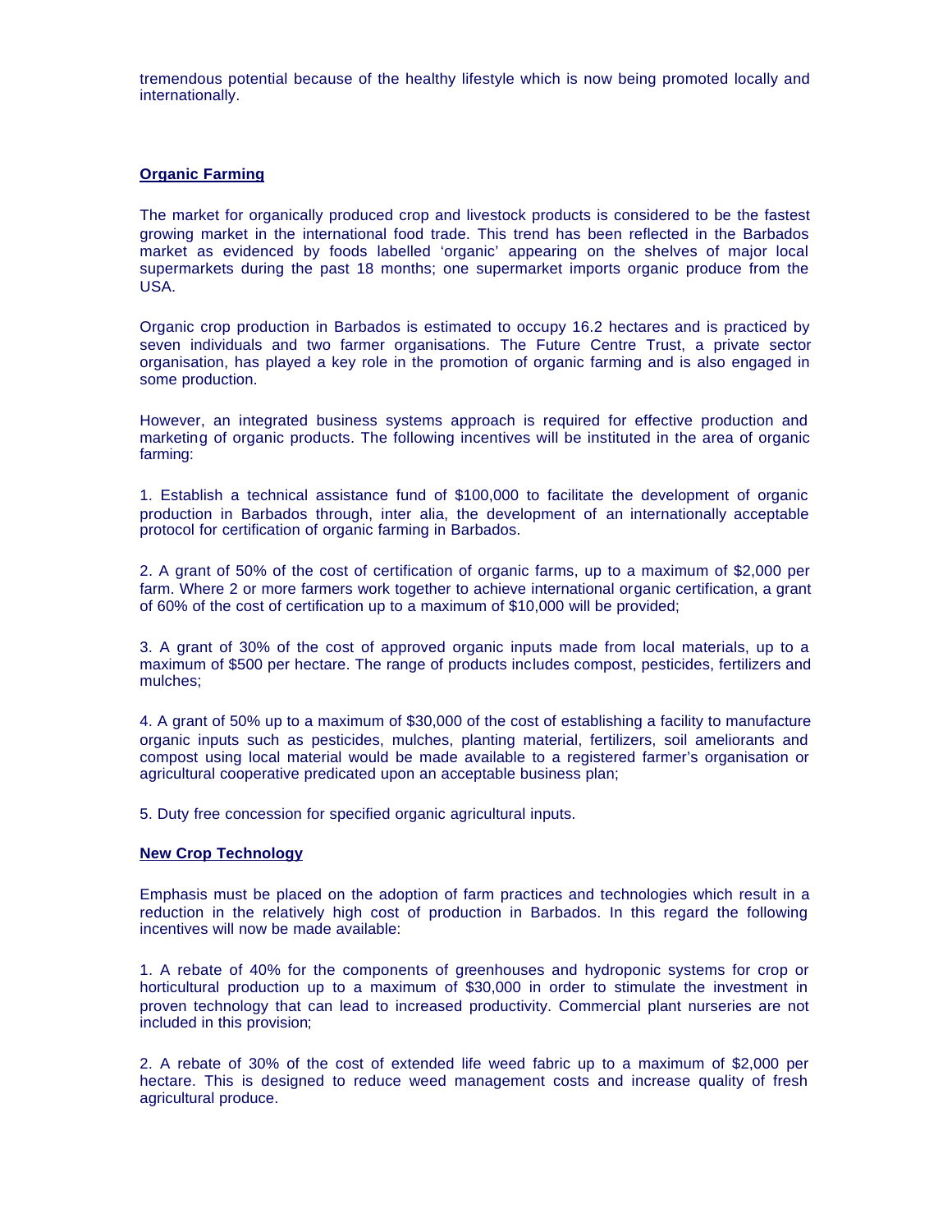tremendous potential because of the healthy lifestyle which is now being promoted locally and internationally.

## Organic Farming

The market for organically produced crop and livestock products is considered to be the fastest growing market in the international food trade. This trend has been reflected in the Barbados market as evidenced by foods labelled 'organic' appearing on the shelves of major local supermarkets during the past 18 months; one supermarket imports organic produce from the USA.

Organic crop production in Barbados is estimated to occupy 16.2 hectares and is practiced by seven individuals and two farmer organisations. The Future Centre Trust, a private sector organisation, has played a key role in the promotion of organic farming and is also engaged in some production.

However, an integrated business systems approach is required for effective production and marketing of organic products. The following incentives will be instituted in the area of organic farming:

1. Establish a technical assistance fund of $100,000 to facilitate the development of organic production in Barbados through, inter alia, the development of an internationally acceptable protocol for certification of organic farming in Barbados.

2. A grant of 50% of the cost of certification of organic farms, up to a maximum of $2,000 per farm. Where 2 or more farmers work together to achieve international organic certification, a grant of 60% of the cost of certification up to a maximum of $10,000 will be provided;

3. A grant of 30% of the cost of approved organic inputs made from local materials, up to a maximum of $500 per hectare. The range of products includes compost, pesticides, fertilizers and mulches;

4. A grant of 50% up to a maximum of $30,000 of the cost of establishing a facility to manufacture organic inputs such as pesticides, mulches, planting material, fertilizers, soil ameliorants and compost using local material would be made available to a registered farmer's organisation or agricultural cooperative predicated upon an acceptable business plan;

5. Duty free concession for specified organic agricultural inputs.

## New Crop Technology

Emphasis must be placed on the adoption of farm practices and technologies which result in a reduction in the relatively high cost of production in Barbados. In this regard the following incentives will now be made available:

1. A rebate of 40% for the components of greenhouses and hydroponic systems for crop or horticultural production up to a maximum of $30,000 in order to stimulate the investment in proven technology that can lead to increased productivity. Commercial plant nurseries are not included in this provision;

2. A rebate of 30% of the cost of extended life weed fabric up to a maximum of $2,000 per hectare. This is designed to reduce weed management costs and increase quality of fresh agricultural produce.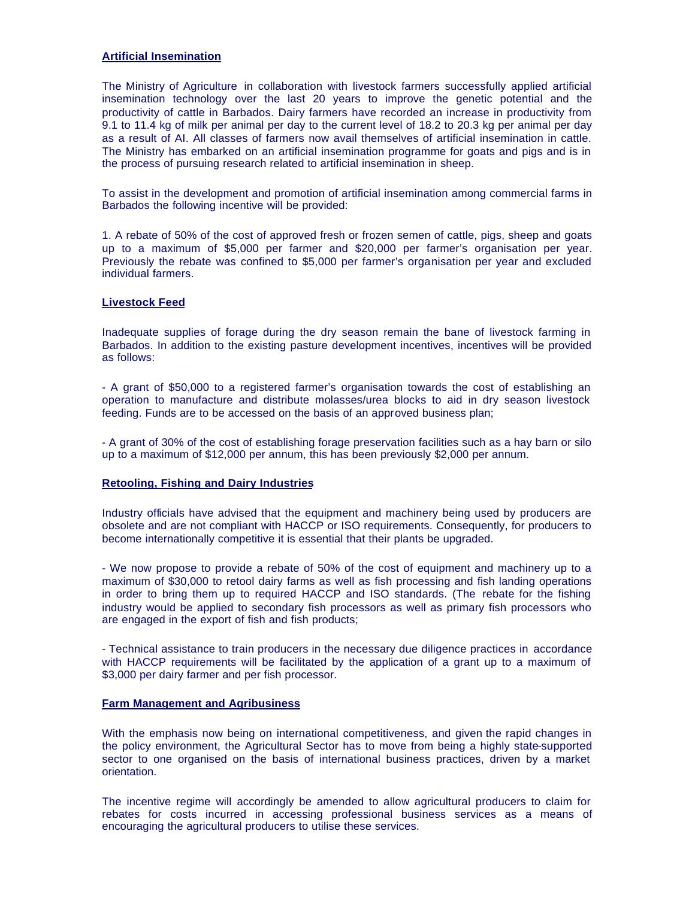## Artificial Insemination

The Ministry of Agriculture in collaboration with livestock farmers successfully applied artificial insemination technology over the last 20 years to improve the genetic potential and the productivity of cattle in Barbados. Dairy farmers have recorded an increase in productivity from 9.1 to 11.4 kg of milk per animal per day to the current level of 18.2 to 20.3 kg per animal per day as a result of AI. All classes of farmers now avail themselves of artificial insemination in cattle. The Ministry has embarked on an artificial insemination programme for goats and pigs and is in the process of pursuing research related to artificial insemination in sheep.

To assist in the development and promotion of artificial insemination among commercial farms in Barbados the following incentive will be provided:

1. A rebate of 50% of the cost of approved fresh or frozen semen of cattle, pigs, sheep and goats up to a maximum of $5,000 per farmer and $20,000 per farmer's organisation per year. Previously the rebate was confined to $5,000 per farmer's organisation per year and excluded individual farmers.

## Livestock Feed

Inadequate supplies of forage during the dry season remain the bane of livestock farming in Barbados. In addition to the existing pasture development incentives, incentives will be provided as follows:

- A grant of $50,000 to a registered farmer's organisation towards the cost of establishing an operation to manufacture and distribute molasses/urea blocks to aid in dry season livestock feeding. Funds are to be accessed on the basis of an approved business plan;

- A grant of 30% of the cost of establishing forage preservation facilities such as a hay barn or silo up to a maximum of $12,000 per annum, this has been previously $2,000 per annum.

## Retooling, Fishing and Dairy Industries

Industry officials have advised that the equipment and machinery being used by producers are obsolete and are not compliant with HACCP or ISO requirements. Consequently, for producers to become internationally competitive it is essential that their plants be upgraded.

- We now propose to provide a rebate of 50% of the cost of equipment and machinery up to a maximum of $30,000 to retool dairy farms as well as fish processing and fish landing operations in order to bring them up to required HACCP and ISO standards. (The rebate for the fishing industry would be applied to secondary fish processors as well as primary fish processors who are engaged in the export of fish and fish products;

- Technical assistance to train producers in the necessary due diligence practices in accordance with HACCP requirements will be facilitated by the application of a grant up to a maximum of $3,000 per dairy farmer and per fish processor.

## Farm Management and Agribusiness

With the emphasis now being on international competitiveness, and given the rapid changes in the policy environment, the Agricultural Sector has to move from being a highly state-supported sector to one organised on the basis of international business practices, driven by a market orientation.

The incentive regime will accordingly be amended to allow agricultural producers to claim for rebates for costs incurred in accessing professional business services as a means of encouraging the agricultural producers to utilise these services.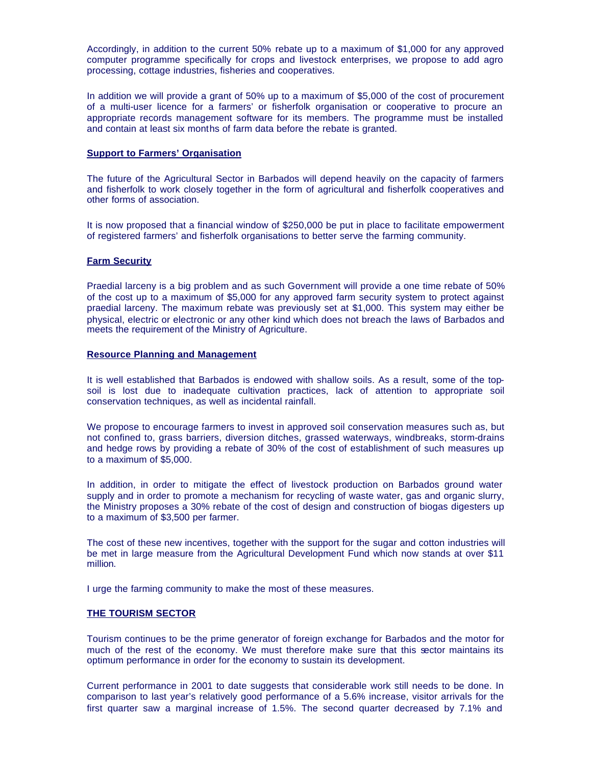Accordingly, in addition to the current 50% rebate up to a maximum of $1,000 for any approved computer programme specifically for crops and livestock enterprises, we propose to add agro processing, cottage industries, fisheries and cooperatives.

In addition we will provide a grant of 50% up to a maximum of $5,000 of the cost of procurement of a multi-user licence for a farmers' or fisherfolk organisation or cooperative to procure an appropriate records management software for its members. The programme must be installed and contain at least six months of farm data before the rebate is granted.

**Support to Farmers' Organisation**

The future of the Agricultural Sector in Barbados will depend heavily on the capacity of farmers and fisherfolk to work closely together in the form of agricultural and fisherfolk cooperatives and other forms of association.

It is now proposed that a financial window of $250,000 be put in place to facilitate empowerment of registered farmers' and fisherfolk organisations to better serve the farming community.

**Farm Security**

Praedial larceny is a big problem and as such Government will provide a one time rebate of 50% of the cost up to a maximum of $5,000 for any approved farm security system to protect against praedial larceny. The maximum rebate was previously set at $1,000. This system may either be physical, electric or electronic or any other kind which does not breach the laws of Barbados and meets the requirement of the Ministry of Agriculture.

**Resource Planning and Management**

It is well established that Barbados is endowed with shallow soils. As a result, some of the top-soil is lost due to inadequate cultivation practices, lack of attention to appropriate soil conservation techniques, as well as incidental rainfall.

We propose to encourage farmers to invest in approved soil conservation measures such as, but not confined to, grass barriers, diversion ditches, grassed waterways, windbreaks, storm-drains and hedge rows by providing a rebate of 30% of the cost of establishment of such measures up to a maximum of $5,000.

In addition, in order to mitigate the effect of livestock production on Barbados ground water supply and in order to promote a mechanism for recycling of waste water, gas and organic slurry, the Ministry proposes a 30% rebate of the cost of design and construction of biogas digesters up to a maximum of $3,500 per farmer.

The cost of these new incentives, together with the support for the sugar and cotton industries will be met in large measure from the Agricultural Development Fund which now stands at over $11 million.

I urge the farming community to make the most of these measures.

**THE TOURISM SECTOR**

Tourism continues to be the prime generator of foreign exchange for Barbados and the motor for much of the rest of the economy. We must therefore make sure that this sector maintains its optimum performance in order for the economy to sustain its development.

Current performance in 2001 to date suggests that considerable work still needs to be done. In comparison to last year's relatively good performance of a 5.6% increase, visitor arrivals for the first quarter saw a marginal increase of 1.5%. The second quarter decreased by 7.1% and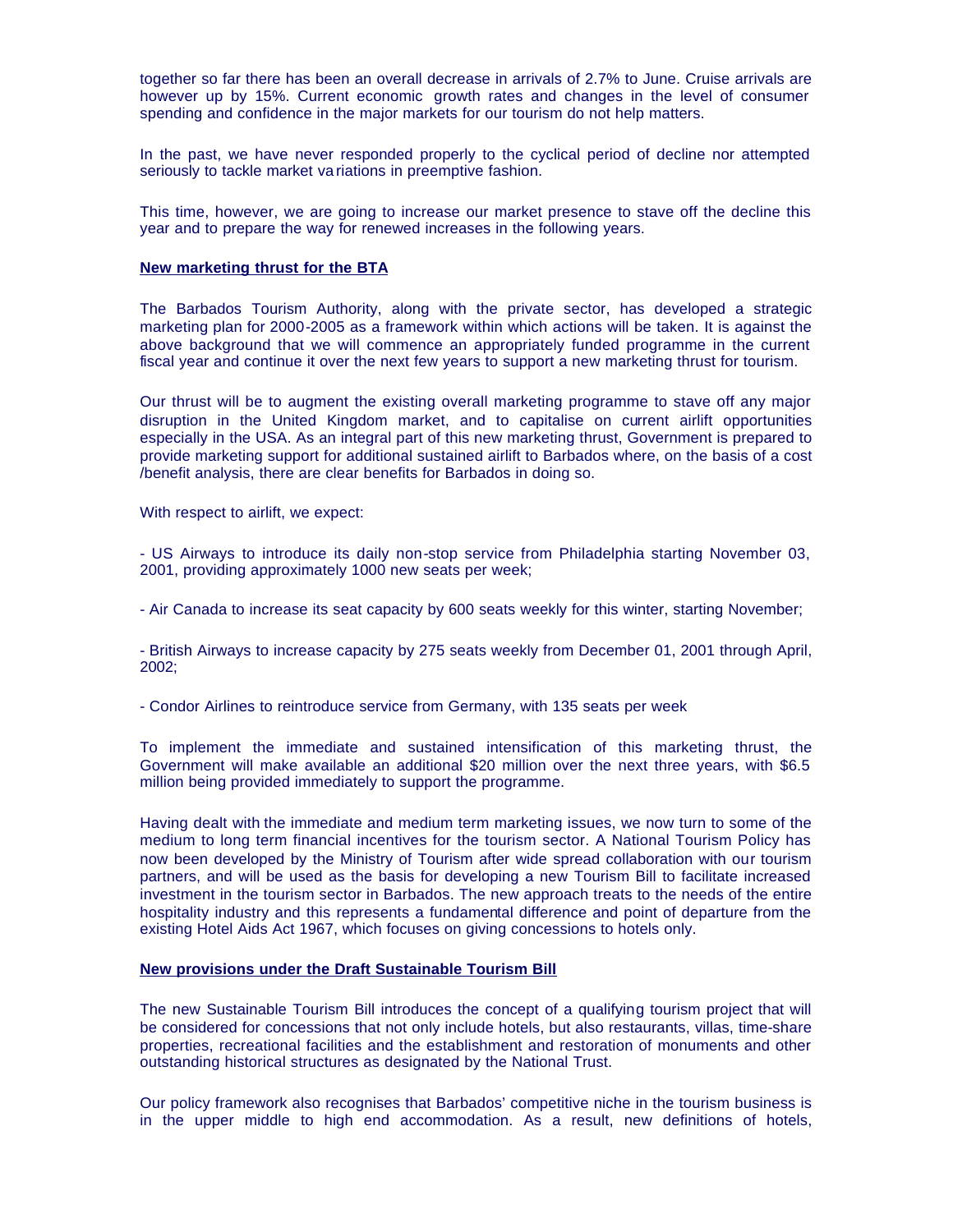together so far there has been an overall decrease in arrivals of 2.7% to June. Cruise arrivals are however up by 15%. Current economic growth rates and changes in the level of consumer spending and confidence in the major markets for our tourism do not help matters.

In the past, we have never responded properly to the cyclical period of decline nor attempted seriously to tackle market variations in preemptive fashion.

This time, however, we are going to increase our market presence to stave off the decline this year and to prepare the way for renewed increases in the following years.

**New marketing thrust for the BTA**

The Barbados Tourism Authority, along with the private sector, has developed a strategic marketing plan for 2000-2005 as a framework within which actions will be taken. It is against the above background that we will commence an appropriately funded programme in the current fiscal year and continue it over the next few years to support a new marketing thrust for tourism.

Our thrust will be to augment the existing overall marketing programme to stave off any major disruption in the United Kingdom market, and to capitalise on current airlift opportunities especially in the USA. As an integral part of this new marketing thrust, Government is prepared to provide marketing support for additional sustained airlift to Barbados where, on the basis of a cost /benefit analysis, there are clear benefits for Barbados in doing so.

With respect to airlift, we expect:

- US Airways to introduce its daily non-stop service from Philadelphia starting November 03, 2001, providing approximately 1000 new seats per week;

- Air Canada to increase its seat capacity by 600 seats weekly for this winter, starting November;

- British Airways to increase capacity by 275 seats weekly from December 01, 2001 through April, 2002;

- Condor Airlines to reintroduce service from Germany, with 135 seats per week

To implement the immediate and sustained intensification of this marketing thrust, the Government will make available an additional $20 million over the next three years, with $6.5 million being provided immediately to support the programme.

Having dealt with the immediate and medium term marketing issues, we now turn to some of the medium to long term financial incentives for the tourism sector. A National Tourism Policy has now been developed by the Ministry of Tourism after wide spread collaboration with our tourism partners, and will be used as the basis for developing a new Tourism Bill to facilitate increased investment in the tourism sector in Barbados. The new approach treats to the needs of the entire hospitality industry and this represents a fundamental difference and point of departure from the existing Hotel Aids Act 1967, which focuses on giving concessions to hotels only.

**New provisions under the Draft Sustainable Tourism Bill**

The new Sustainable Tourism Bill introduces the concept of a qualifying tourism project that will be considered for concessions that not only include hotels, but also restaurants, villas, time-share properties, recreational facilities and the establishment and restoration of monuments and other outstanding historical structures as designated by the National Trust.

Our policy framework also recognises that Barbados' competitive niche in the tourism business is in the upper middle to high end accommodation. As a result, new definitions of hotels,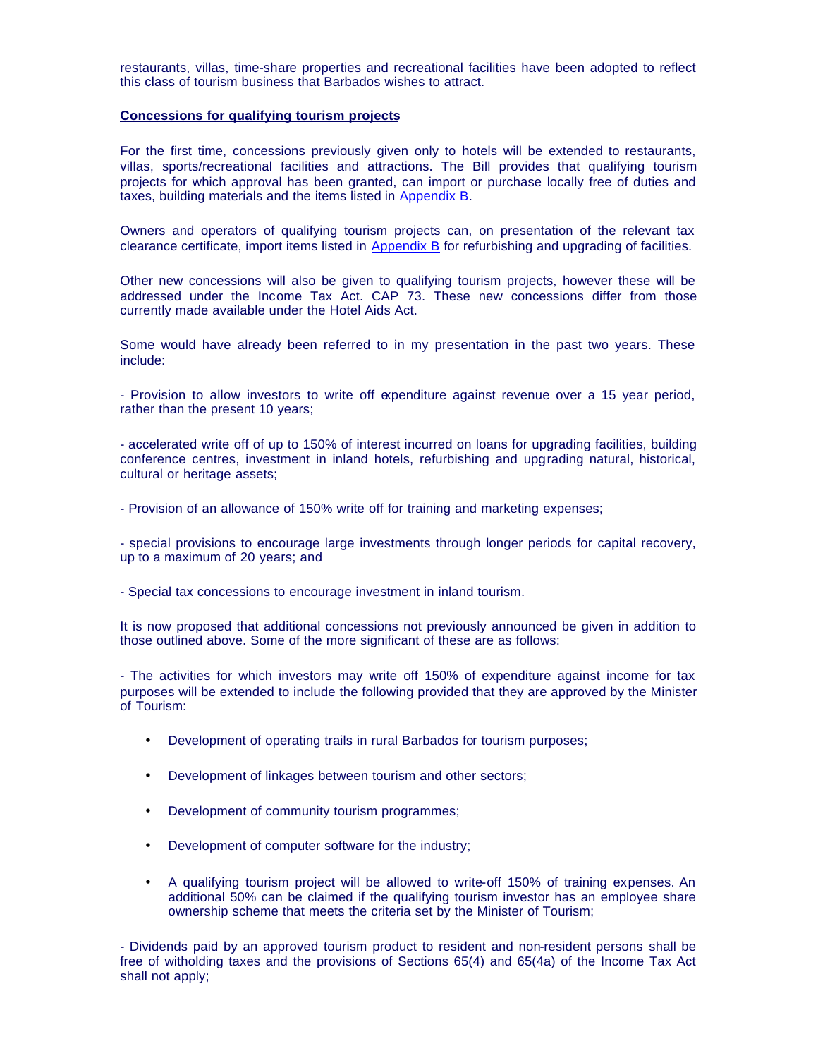restaurants, villas, time-share properties and recreational facilities have been adopted to reflect this class of tourism business that Barbados wishes to attract.

**Concessions for qualifying tourism projects**

For the first time, concessions previously given only to hotels will be extended to restaurants, villas, sports/recreational facilities and attractions. The Bill provides that qualifying tourism projects for which approval has been granted, can import or purchase locally free of duties and taxes, building materials and the items listed in Appendix B.

Owners and operators of qualifying tourism projects can, on presentation of the relevant tax clearance certificate, import items listed in Appendix B for refurbishing and upgrading of facilities.

Other new concessions will also be given to qualifying tourism projects, however these will be addressed under the Income Tax Act. CAP 73. These new concessions differ from those currently made available under the Hotel Aids Act.

Some would have already been referred to in my presentation in the past two years. These include:

- Provision to allow investors to write off expenditure against revenue over a 15 year period, rather than the present 10 years;

- accelerated write off of up to 150% of interest incurred on loans for upgrading facilities, building conference centres, investment in inland hotels, refurbishing and upgrading natural, historical, cultural or heritage assets;

- Provision of an allowance of 150% write off for training and marketing expenses;

- special provisions to encourage large investments through longer periods for capital recovery, up to a maximum of 20 years; and

- Special tax concessions to encourage investment in inland tourism.

It is now proposed that additional concessions not previously announced be given in addition to those outlined above. Some of the more significant of these are as follows:

- The activities for which investors may write off 150% of expenditure against income for tax purposes will be extended to include the following provided that they are approved by the Minister of Tourism:

    - Development of operating trails in rural Barbados for tourism purposes;
    - Development of linkages between tourism and other sectors;
    - Development of community tourism programmes;
    - Development of computer software for the industry;
    - A qualifying tourism project will be allowed to write-off 150% of training expenses. An additional 50% can be claimed if the qualifying tourism investor has an employee share ownership scheme that meets the criteria set by the Minister of Tourism;

- Dividends paid by an approved tourism product to resident and non-resident persons shall be free of witholding taxes and the provisions of Sections 65(4) and 65(4a) of the Income Tax Act shall not apply;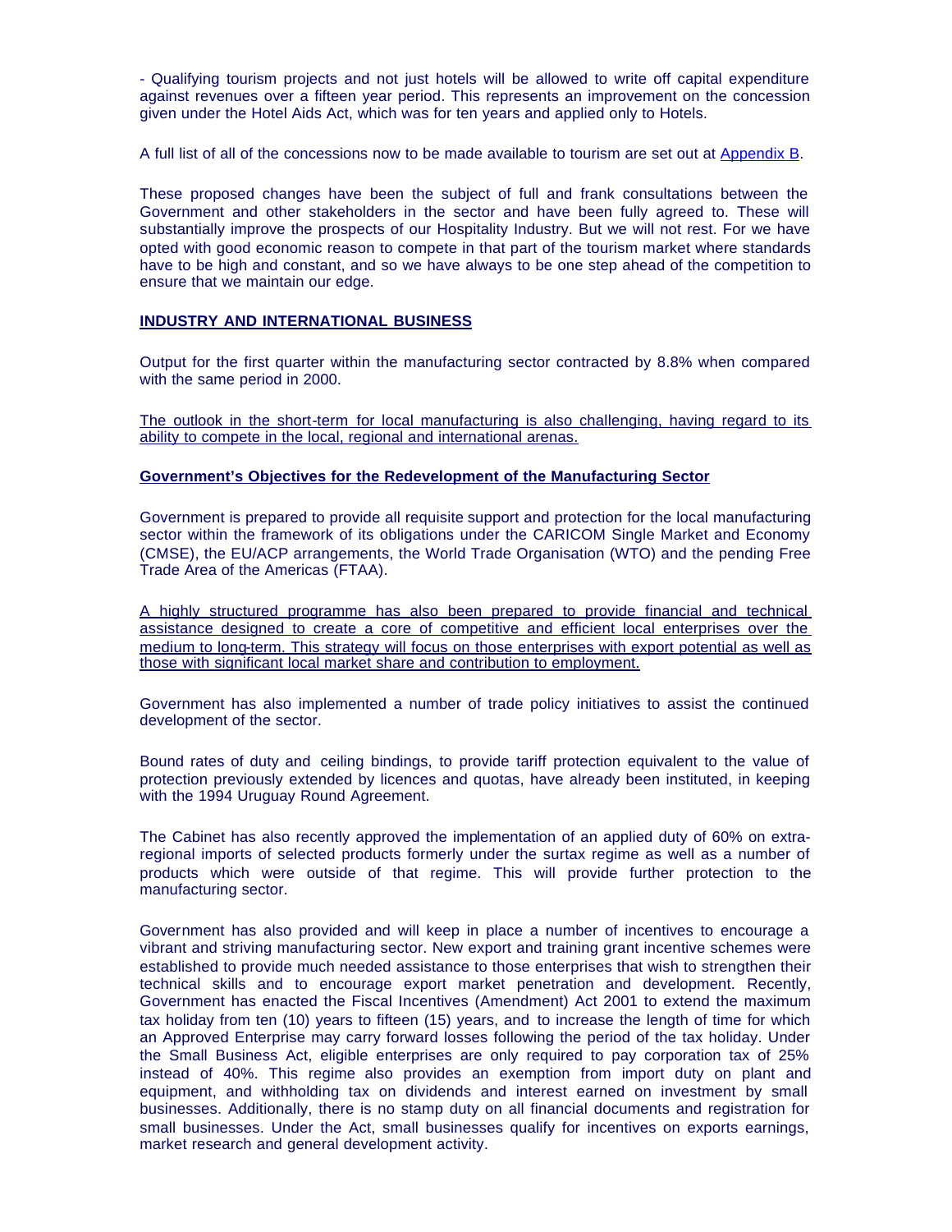- Qualifying tourism projects and not just hotels will be allowed to write off capital expenditure against revenues over a fifteen year period. This represents an improvement on the concession given under the Hotel Aids Act, which was for ten years and applied only to Hotels.

A full list of all of the concessions now to be made available to tourism are set out at Appendix B.

These proposed changes have been the subject of full and frank consultations between the Government and other stakeholders in the sector and have been fully agreed to. These will substantially improve the prospects of our Hospitality Industry. But we will not rest. For we have opted with good economic reason to compete in that part of the tourism market where standards have to be high and constant, and so we have always to be one step ahead of the competition to ensure that we maintain our edge.

## INDUSTRY AND INTERNATIONAL BUSINESS

Output for the first quarter within the manufacturing sector contracted by 8.8% when compared with the same period in 2000.

The outlook in the short-term for local manufacturing is also challenging, having regard to its ability to compete in the local, regional and international arenas.

### Government's Objectives for the Redevelopment of the Manufacturing Sector

Government is prepared to provide all requisite support and protection for the local manufacturing sector within the framework of its obligations under the CARICOM Single Market and Economy (CMSE), the EU/ACP arrangements, the World Trade Organisation (WTO) and the pending Free Trade Area of the Americas (FTAA).

A highly structured programme has also been prepared to provide financial and technical assistance designed to create a core of competitive and efficient local enterprises over the medium to long-term. This strategy will focus on those enterprises with export potential as well as those with significant local market share and contribution to employment.

Government has also implemented a number of trade policy initiatives to assist the continued development of the sector.

Bound rates of duty and ceiling bindings, to provide tariff protection equivalent to the value of protection previously extended by licences and quotas, have already been instituted, in keeping with the 1994 Uruguay Round Agreement.

The Cabinet has also recently approved the implementation of an applied duty of 60% on extra-regional imports of selected products formerly under the surtax regime as well as a number of products which were outside of that regime. This will provide further protection to the manufacturing sector.

Government has also provided and will keep in place a number of incentives to encourage a vibrant and striving manufacturing sector. New export and training grant incentive schemes were established to provide much needed assistance to those enterprises that wish to strengthen their technical skills and to encourage export market penetration and development. Recently, Government has enacted the Fiscal Incentives (Amendment) Act 2001 to extend the maximum tax holiday from ten (10) years to fifteen (15) years, and to increase the length of time for which an Approved Enterprise may carry forward losses following the period of the tax holiday. Under the Small Business Act, eligible enterprises are only required to pay corporation tax of 25% instead of 40%. This regime also provides an exemption from import duty on plant and equipment, and withholding tax on dividends and interest earned on investment by small businesses. Additionally, there is no stamp duty on all financial documents and registration for small businesses. Under the Act, small businesses qualify for incentives on exports earnings, market research and general development activity.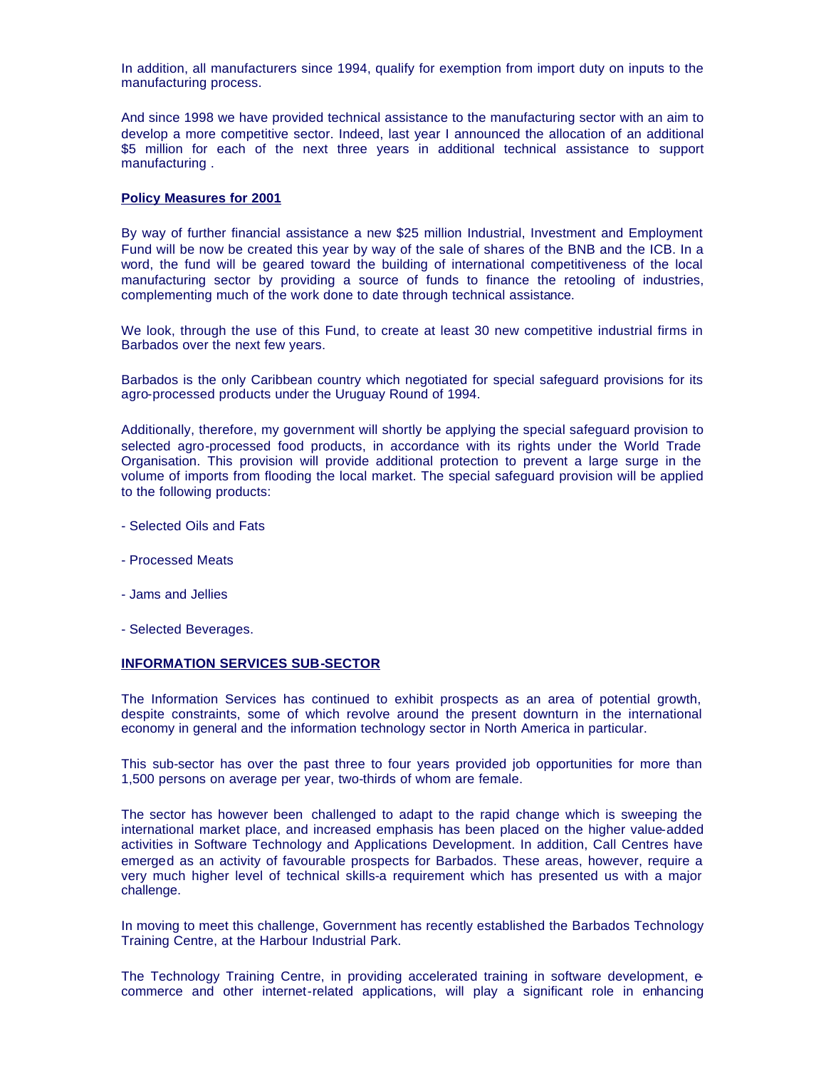In addition, all manufacturers since 1994, qualify for exemption from import duty on inputs to the manufacturing process.

And since 1998 we have provided technical assistance to the manufacturing sector with an aim to develop a more competitive sector. Indeed, last year I announced the allocation of an additional $5 million for each of the next three years in additional technical assistance to support manufacturing .

**Policy Measures for 2001**

By way of further financial assistance a new $25 million Industrial, Investment and Employment Fund will be now be created this year by way of the sale of shares of the BNB and the ICB. In a word, the fund will be geared toward the building of international competitiveness of the local manufacturing sector by providing a source of funds to finance the retooling of industries, complementing much of the work done to date through technical assistance.

We look, through the use of this Fund, to create at least 30 new competitive industrial firms in Barbados over the next few years.

Barbados is the only Caribbean country which negotiated for special safeguard provisions for its agro-processed products under the Uruguay Round of 1994.

Additionally, therefore, my government will shortly be applying the special safeguard provision to selected agro-processed food products, in accordance with its rights under the World Trade Organisation. This provision will provide additional protection to prevent a large surge in the volume of imports from flooding the local market. The special safeguard provision will be applied to the following products:

- Selected Oils and Fats
- Processed Meats
- Jams and Jellies
- Selected Beverages.

**INFORMATION SERVICES SUB-SECTOR**

The Information Services has continued to exhibit prospects as an area of potential growth, despite constraints, some of which revolve around the present downturn in the international economy in general and the information technology sector in North America in particular.

This sub-sector has over the past three to four years provided job opportunities for more than 1,500 persons on average per year, two-thirds of whom are female.

The sector has however been challenged to adapt to the rapid change which is sweeping the international market place, and increased emphasis has been placed on the higher value-added activities in Software Technology and Applications Development. In addition, Call Centres have emerged as an activity of favourable prospects for Barbados. These areas, however, require a very much higher level of technical skills-a requirement which has presented us with a major challenge.

In moving to meet this challenge, Government has recently established the Barbados Technology Training Centre, at the Harbour Industrial Park.

The Technology Training Centre, in providing accelerated training in software development, e-commerce and other internet-related applications, will play a significant role in enhancing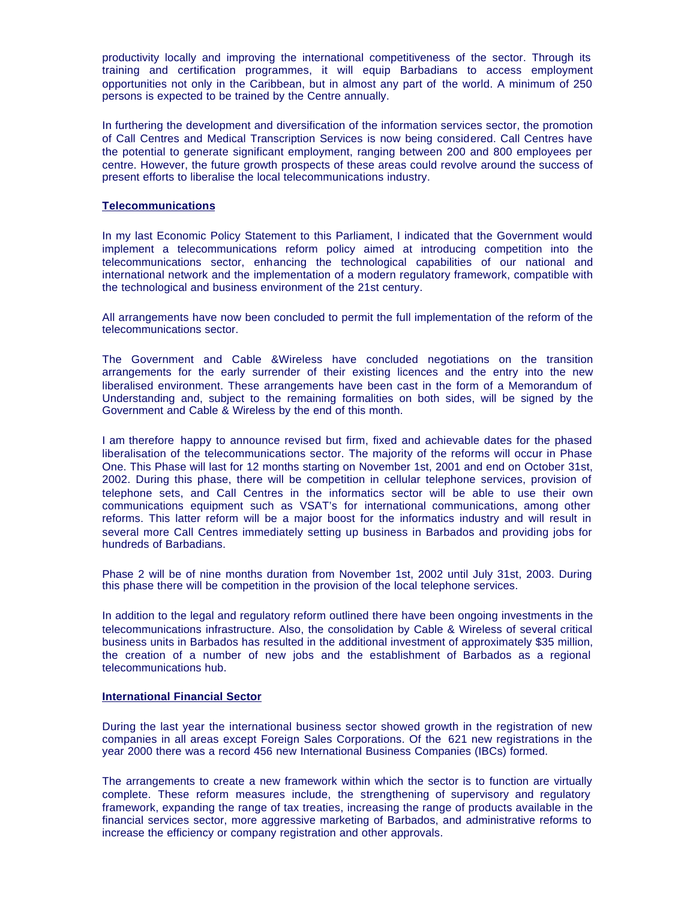productivity locally and improving the international competitiveness of the sector. Through its training and certification programmes, it will equip Barbadians to access employment opportunities not only in the Caribbean, but in almost any part of the world. A minimum of 250 persons is expected to be trained by the Centre annually.

In furthering the development and diversification of the information services sector, the promotion of Call Centres and Medical Transcription Services is now being considered. Call Centres have the potential to generate significant employment, ranging between 200 and 800 employees per centre. However, the future growth prospects of these areas could revolve around the success of present efforts to liberalise the local telecommunications industry.

**Telecommunications**

In my last Economic Policy Statement to this Parliament, I indicated that the Government would implement a telecommunications reform policy aimed at introducing competition into the telecommunications sector, enhancing the technological capabilities of our national and international network and the implementation of a modern regulatory framework, compatible with the technological and business environment of the 21st century.

All arrangements have now been concluded to permit the full implementation of the reform of the telecommunications sector.

The Government and Cable &Wireless have concluded negotiations on the transition arrangements for the early surrender of their existing licences and the entry into the new liberalised environment. These arrangements have been cast in the form of a Memorandum of Understanding and, subject to the remaining formalities on both sides, will be signed by the Government and Cable & Wireless by the end of this month.

I am therefore happy to announce revised but firm, fixed and achievable dates for the phased liberalisation of the telecommunications sector. The majority of the reforms will occur in Phase One. This Phase will last for 12 months starting on November 1st, 2001 and end on October 31st, 2002. During this phase, there will be competition in cellular telephone services, provision of telephone sets, and Call Centres in the informatics sector will be able to use their own communications equipment such as VSAT's for international communications, among other reforms. This latter reform will be a major boost for the informatics industry and will result in several more Call Centres immediately setting up business in Barbados and providing jobs for hundreds of Barbadians.

Phase 2 will be of nine months duration from November 1st, 2002 until July 31st, 2003. During this phase there will be competition in the provision of the local telephone services.

In addition to the legal and regulatory reform outlined there have been ongoing investments in the telecommunications infrastructure. Also, the consolidation by Cable & Wireless of several critical business units in Barbados has resulted in the additional investment of approximately $35 million, the creation of a number of new jobs and the establishment of Barbados as a regional telecommunications hub.

**International Financial Sector**

During the last year the international business sector showed growth in the registration of new companies in all areas except Foreign Sales Corporations. Of the 621 new registrations in the year 2000 there was a record 456 new International Business Companies (IBCs) formed.

The arrangements to create a new framework within which the sector is to function are virtually complete. These reform measures include, the strengthening of supervisory and regulatory framework, expanding the range of tax treaties, increasing the range of products available in the financial services sector, more aggressive marketing of Barbados, and administrative reforms to increase the efficiency or company registration and other approvals.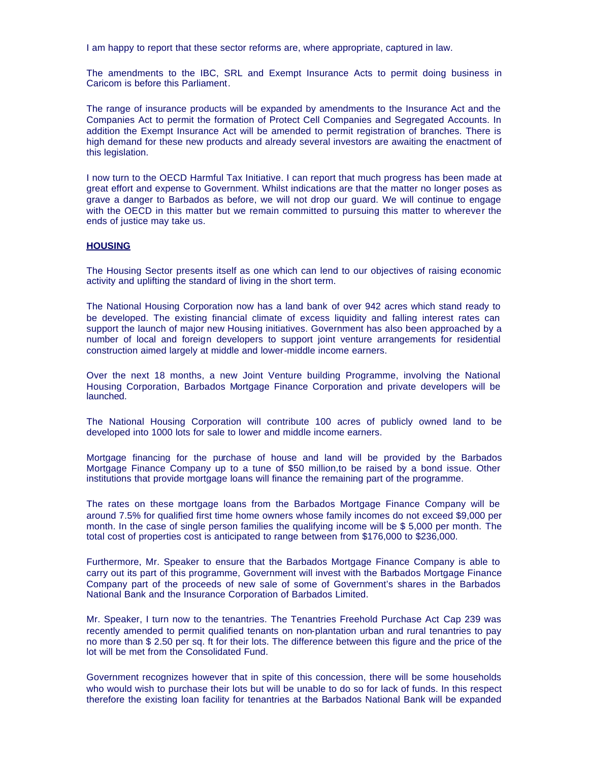I am happy to report that these sector reforms are, where appropriate, captured in law.

The amendments to the IBC, SRL and Exempt Insurance Acts to permit doing business in Caricom is before this Parliament.

The range of insurance products will be expanded by amendments to the Insurance Act and the Companies Act to permit the formation of Protect Cell Companies and Segregated Accounts. In addition the Exempt Insurance Act will be amended to permit registration of branches. There is high demand for these new products and already several investors are awaiting the enactment of this legislation.

I now turn to the OECD Harmful Tax Initiative. I can report that much progress has been made at great effort and expense to Government. Whilst indications are that the matter no longer poses as grave a danger to Barbados as before, we will not drop our guard. We will continue to engage with the OECD in this matter but we remain committed to pursuing this matter to wherever the ends of justice may take us.

## HOUSING

The Housing Sector presents itself as one which can lend to our objectives of raising economic activity and uplifting the standard of living in the short term.

The National Housing Corporation now has a land bank of over 942 acres which stand ready to be developed. The existing financial climate of excess liquidity and falling interest rates can support the launch of major new Housing initiatives. Government has also been approached by a number of local and foreign developers to support joint venture arrangements for residential construction aimed largely at middle and lower-middle income earners.

Over the next 18 months, a new Joint Venture building Programme, involving the National Housing Corporation, Barbados Mortgage Finance Corporation and private developers will be launched.

The National Housing Corporation will contribute 100 acres of publicly owned land to be developed into 1000 lots for sale to lower and middle income earners.

Mortgage financing for the purchase of house and land will be provided by the Barbados Mortgage Finance Company up to a tune of $50 million,to be raised by a bond issue. Other institutions that provide mortgage loans will finance the remaining part of the programme.

The rates on these mortgage loans from the Barbados Mortgage Finance Company will be around 7.5% for qualified first time home owners whose family incomes do not exceed $9,000 per month. In the case of single person families the qualifying income will be $ 5,000 per month. The total cost of properties cost is anticipated to range between from $176,000 to $236,000.

Furthermore, Mr. Speaker to ensure that the Barbados Mortgage Finance Company is able to carry out its part of this programme, Government will invest with the Barbados Mortgage Finance Company part of the proceeds of new sale of some of Government's shares in the Barbados National Bank and the Insurance Corporation of Barbados Limited.

Mr. Speaker, I turn now to the tenantries. The Tenantries Freehold Purchase Act Cap 239 was recently amended to permit qualified tenants on non-plantation urban and rural tenantries to pay no more than $ 2.50 per sq. ft for their lots. The difference between this figure and the price of the lot will be met from the Consolidated Fund.

Government recognizes however that in spite of this concession, there will be some households who would wish to purchase their lots but will be unable to do so for lack of funds. In this respect therefore the existing loan facility for tenantries at the Barbados National Bank will be expanded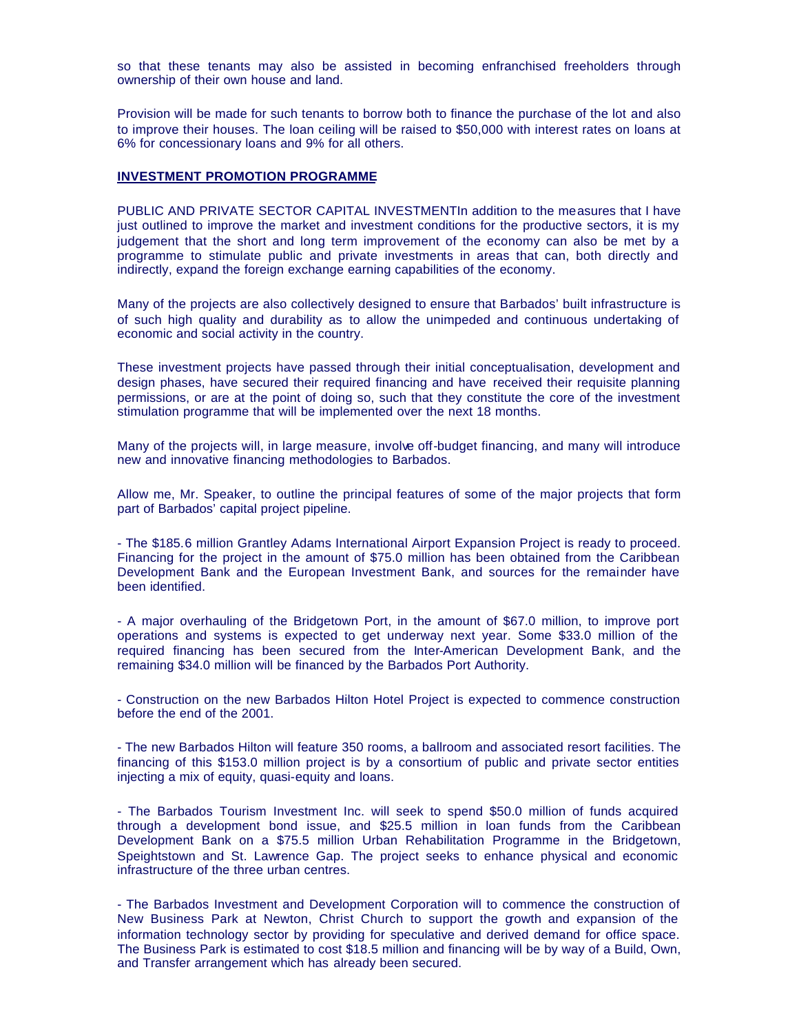so that these tenants may also be assisted in becoming enfranchised freeholders through ownership of their own house and land.

Provision will be made for such tenants to borrow both to finance the purchase of the lot and also to improve their houses. The loan ceiling will be raised to $50,000 with interest rates on loans at 6% for concessionary loans and 9% for all others.

**INVESTMENT PROMOTION PROGRAMME**

PUBLIC AND PRIVATE SECTOR CAPITAL INVESTMENTIn addition to the measures that I have just outlined to improve the market and investment conditions for the productive sectors, it is my judgement that the short and long term improvement of the economy can also be met by a programme to stimulate public and private investments in areas that can, both directly and indirectly, expand the foreign exchange earning capabilities of the economy.

Many of the projects are also collectively designed to ensure that Barbados' built infrastructure is of such high quality and durability as to allow the unimpeded and continuous undertaking of economic and social activity in the country.

These investment projects have passed through their initial conceptualisation, development and design phases, have secured their required financing and have received their requisite planning permissions, or are at the point of doing so, such that they constitute the core of the investment stimulation programme that will be implemented over the next 18 months.

Many of the projects will, in large measure, involve off-budget financing, and many will introduce new and innovative financing methodologies to Barbados.

Allow me, Mr. Speaker, to outline the principal features of some of the major projects that form part of Barbados' capital project pipeline.

- The $185.6 million Grantley Adams International Airport Expansion Project is ready to proceed. Financing for the project in the amount of $75.0 million has been obtained from the Caribbean Development Bank and the European Investment Bank, and sources for the remainder have been identified.

- A major overhauling of the Bridgetown Port, in the amount of $67.0 million, to improve port operations and systems is expected to get underway next year. Some $33.0 million of the required financing has been secured from the Inter-American Development Bank, and the remaining $34.0 million will be financed by the Barbados Port Authority.

- Construction on the new Barbados Hilton Hotel Project is expected to commence construction before the end of the 2001.

- The new Barbados Hilton will feature 350 rooms, a ballroom and associated resort facilities. The financing of this $153.0 million project is by a consortium of public and private sector entities injecting a mix of equity, quasi-equity and loans.

- The Barbados Tourism Investment Inc. will seek to spend $50.0 million of funds acquired through a development bond issue, and $25.5 million in loan funds from the Caribbean Development Bank on a $75.5 million Urban Rehabilitation Programme in the Bridgetown, Speightstown and St. Lawrence Gap. The project seeks to enhance physical and economic infrastructure of the three urban centres.

- The Barbados Investment and Development Corporation will to commence the construction of New Business Park at Newton, Christ Church to support the growth and expansion of the information technology sector by providing for speculative and derived demand for office space. The Business Park is estimated to cost $18.5 million and financing will be by way of a Build, Own, and Transfer arrangement which has already been secured.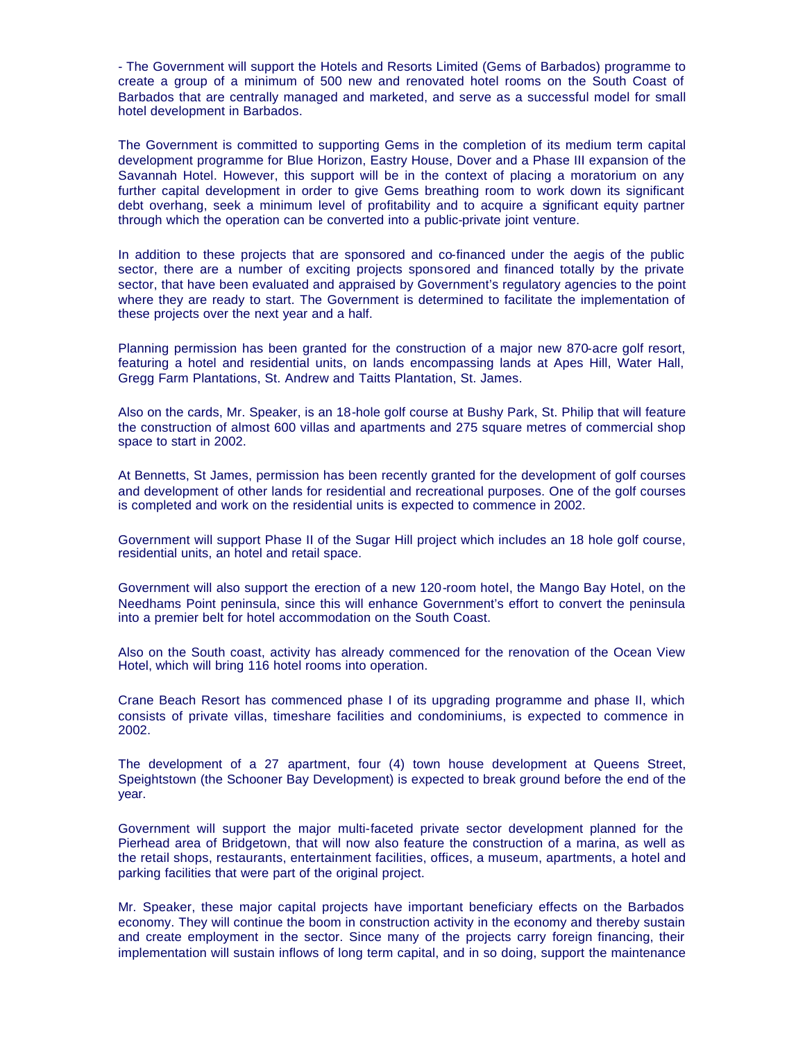- The Government will support the Hotels and Resorts Limited (Gems of Barbados) programme to create a group of a minimum of 500 new and renovated hotel rooms on the South Coast of Barbados that are centrally managed and marketed, and serve as a successful model for small hotel development in Barbados.

The Government is committed to supporting Gems in the completion of its medium term capital development programme for Blue Horizon, Eastry House, Dover and a Phase III expansion of the Savannah Hotel. However, this support will be in the context of placing a moratorium on any further capital development in order to give Gems breathing room to work down its significant debt overhang, seek a minimum level of profitability and to acquire a significant equity partner through which the operation can be converted into a public-private joint venture.

In addition to these projects that are sponsored and co-financed under the aegis of the public sector, there are a number of exciting projects sponsored and financed totally by the private sector, that have been evaluated and appraised by Government's regulatory agencies to the point where they are ready to start. The Government is determined to facilitate the implementation of these projects over the next year and a half.

Planning permission has been granted for the construction of a major new 870-acre golf resort, featuring a hotel and residential units, on lands encompassing lands at Apes Hill, Water Hall, Gregg Farm Plantations, St. Andrew and Taitts Plantation, St. James.

Also on the cards, Mr. Speaker, is an 18-hole golf course at Bushy Park, St. Philip that will feature the construction of almost 600 villas and apartments and 275 square metres of commercial shop space to start in 2002.

At Bennetts, St James, permission has been recently granted for the development of golf courses and development of other lands for residential and recreational purposes. One of the golf courses is completed and work on the residential units is expected to commence in 2002.

Government will support Phase II of the Sugar Hill project which includes an 18 hole golf course, residential units, an hotel and retail space.

Government will also support the erection of a new 120-room hotel, the Mango Bay Hotel, on the Needhams Point peninsula, since this will enhance Government's effort to convert the peninsula into a premier belt for hotel accommodation on the South Coast.

Also on the South coast, activity has already commenced for the renovation of the Ocean View Hotel, which will bring 116 hotel rooms into operation.

Crane Beach Resort has commenced phase I of its upgrading programme and phase II, which consists of private villas, timeshare facilities and condominiums, is expected to commence in 2002.

The development of a 27 apartment, four (4) town house development at Queens Street, Speightstown (the Schooner Bay Development) is expected to break ground before the end of the year.

Government will support the major multi-faceted private sector development planned for the Pierhead area of Bridgetown, that will now also feature the construction of a marina, as well as the retail shops, restaurants, entertainment facilities, offices, a museum, apartments, a hotel and parking facilities that were part of the original project.

Mr. Speaker, these major capital projects have important beneficiary effects on the Barbados economy. They will continue the boom in construction activity in the economy and thereby sustain and create employment in the sector. Since many of the projects carry foreign financing, their implementation will sustain inflows of long term capital, and in so doing, support the maintenance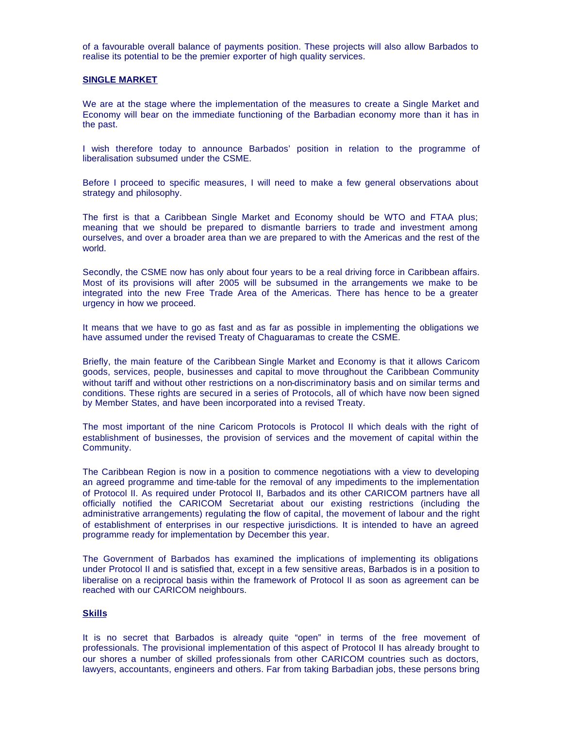of a favourable overall balance of payments position. These projects will also allow Barbados to realise its potential to be the premier exporter of high quality services.

## SINGLE MARKET

We are at the stage where the implementation of the measures to create a Single Market and Economy will bear on the immediate functioning of the Barbadian economy more than it has in the past.

I wish therefore today to announce Barbados' position in relation to the programme of liberalisation subsumed under the CSME.

Before I proceed to specific measures, I will need to make a few general observations about strategy and philosophy.

The first is that a Caribbean Single Market and Economy should be WTO and FTAA plus; meaning that we should be prepared to dismantle barriers to trade and investment among ourselves, and over a broader area than we are prepared to with the Americas and the rest of the world.

Secondly, the CSME now has only about four years to be a real driving force in Caribbean affairs. Most of its provisions will after 2005 will be subsumed in the arrangements we make to be integrated into the new Free Trade Area of the Americas. There has hence to be a greater urgency in how we proceed.

It means that we have to go as fast and as far as possible in implementing the obligations we have assumed under the revised Treaty of Chaguaramas to create the CSME.

Briefly, the main feature of the Caribbean Single Market and Economy is that it allows Caricom goods, services, people, businesses and capital to move throughout the Caribbean Community without tariff and without other restrictions on a non-discriminatory basis and on similar terms and conditions. These rights are secured in a series of Protocols, all of which have now been signed by Member States, and have been incorporated into a revised Treaty.

The most important of the nine Caricom Protocols is Protocol II which deals with the right of establishment of businesses, the provision of services and the movement of capital within the Community.

The Caribbean Region is now in a position to commence negotiations with a view to developing an agreed programme and time-table for the removal of any impediments to the implementation of Protocol II. As required under Protocol II, Barbados and its other CARICOM partners have all officially notified the CARICOM Secretariat about our existing restrictions (including the administrative arrangements) regulating the flow of capital, the movement of labour and the right of establishment of enterprises in our respective jurisdictions. It is intended to have an agreed programme ready for implementation by December this year.

The Government of Barbados has examined the implications of implementing its obligations under Protocol II and is satisfied that, except in a few sensitive areas, Barbados is in a position to liberalise on a reciprocal basis within the framework of Protocol II as soon as agreement can be reached with our CARICOM neighbours.

### Skills

It is no secret that Barbados is already quite "open" in terms of the free movement of professionals. The provisional implementation of this aspect of Protocol II has already brought to our shores a number of skilled professionals from other CARICOM countries such as doctors, lawyers, accountants, engineers and others. Far from taking Barbadian jobs, these persons bring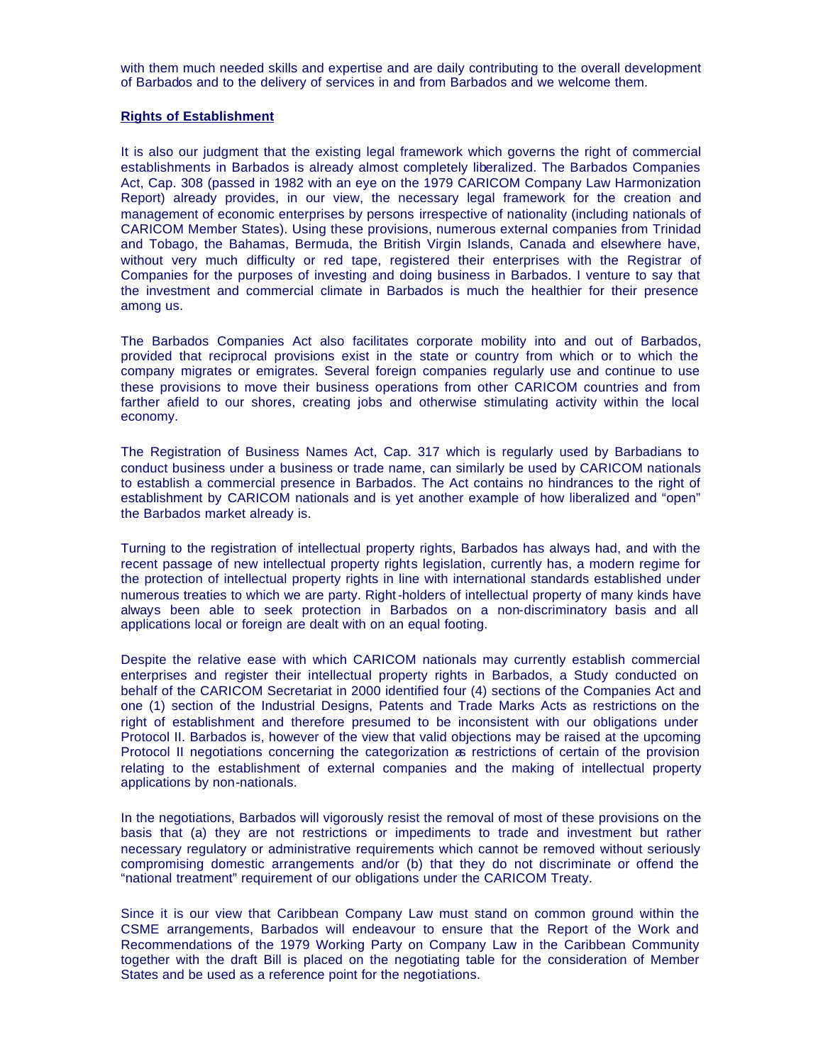with them much needed skills and expertise and are daily contributing to the overall development of Barbados and to the delivery of services in and from Barbados and we welcome them.

**Rights of Establishment**

It is also our judgment that the existing legal framework which governs the right of commercial establishments in Barbados is already almost completely liberalized. The Barbados Companies Act, Cap. 308 (passed in 1982 with an eye on the 1979 CARICOM Company Law Harmonization Report) already provides, in our view, the necessary legal framework for the creation and management of economic enterprises by persons irrespective of nationality (including nationals of CARICOM Member States). Using these provisions, numerous external companies from Trinidad and Tobago, the Bahamas, Bermuda, the British Virgin Islands, Canada and elsewhere have, without very much difficulty or red tape, registered their enterprises with the Registrar of Companies for the purposes of investing and doing business in Barbados. I venture to say that the investment and commercial climate in Barbados is much the healthier for their presence among us.

The Barbados Companies Act also facilitates corporate mobility into and out of Barbados, provided that reciprocal provisions exist in the state or country from which or to which the company migrates or emigrates. Several foreign companies regularly use and continue to use these provisions to move their business operations from other CARICOM countries and from farther afield to our shores, creating jobs and otherwise stimulating activity within the local economy.

The Registration of Business Names Act, Cap. 317 which is regularly used by Barbadians to conduct business under a business or trade name, can similarly be used by CARICOM nationals to establish a commercial presence in Barbados. The Act contains no hindrances to the right of establishment by CARICOM nationals and is yet another example of how liberalized and "open" the Barbados market already is.

Turning to the registration of intellectual property rights, Barbados has always had, and with the recent passage of new intellectual property rights legislation, currently has, a modern regime for the protection of intellectual property rights in line with international standards established under numerous treaties to which we are party. Right-holders of intellectual property of many kinds have always been able to seek protection in Barbados on a non-discriminatory basis and all applications local or foreign are dealt with on an equal footing.

Despite the relative ease with which CARICOM nationals may currently establish commercial enterprises and register their intellectual property rights in Barbados, a Study conducted on behalf of the CARICOM Secretariat in 2000 identified four (4) sections of the Companies Act and one (1) section of the Industrial Designs, Patents and Trade Marks Acts as restrictions on the right of establishment and therefore presumed to be inconsistent with our obligations under Protocol II. Barbados is, however of the view that valid objections may be raised at the upcoming Protocol II negotiations concerning the categorization as restrictions of certain of the provision relating to the establishment of external companies and the making of intellectual property applications by non-nationals.

In the negotiations, Barbados will vigorously resist the removal of most of these provisions on the basis that (a) they are not restrictions or impediments to trade and investment but rather necessary regulatory or administrative requirements which cannot be removed without seriously compromising domestic arrangements and/or (b) that they do not discriminate or offend the "national treatment" requirement of our obligations under the CARICOM Treaty.

Since it is our view that Caribbean Company Law must stand on common ground within the CSME arrangements, Barbados will endeavour to ensure that the Report of the Work and Recommendations of the 1979 Working Party on Company Law in the Caribbean Community together with the draft Bill is placed on the negotiating table for the consideration of Member States and be used as a reference point for the negotiations.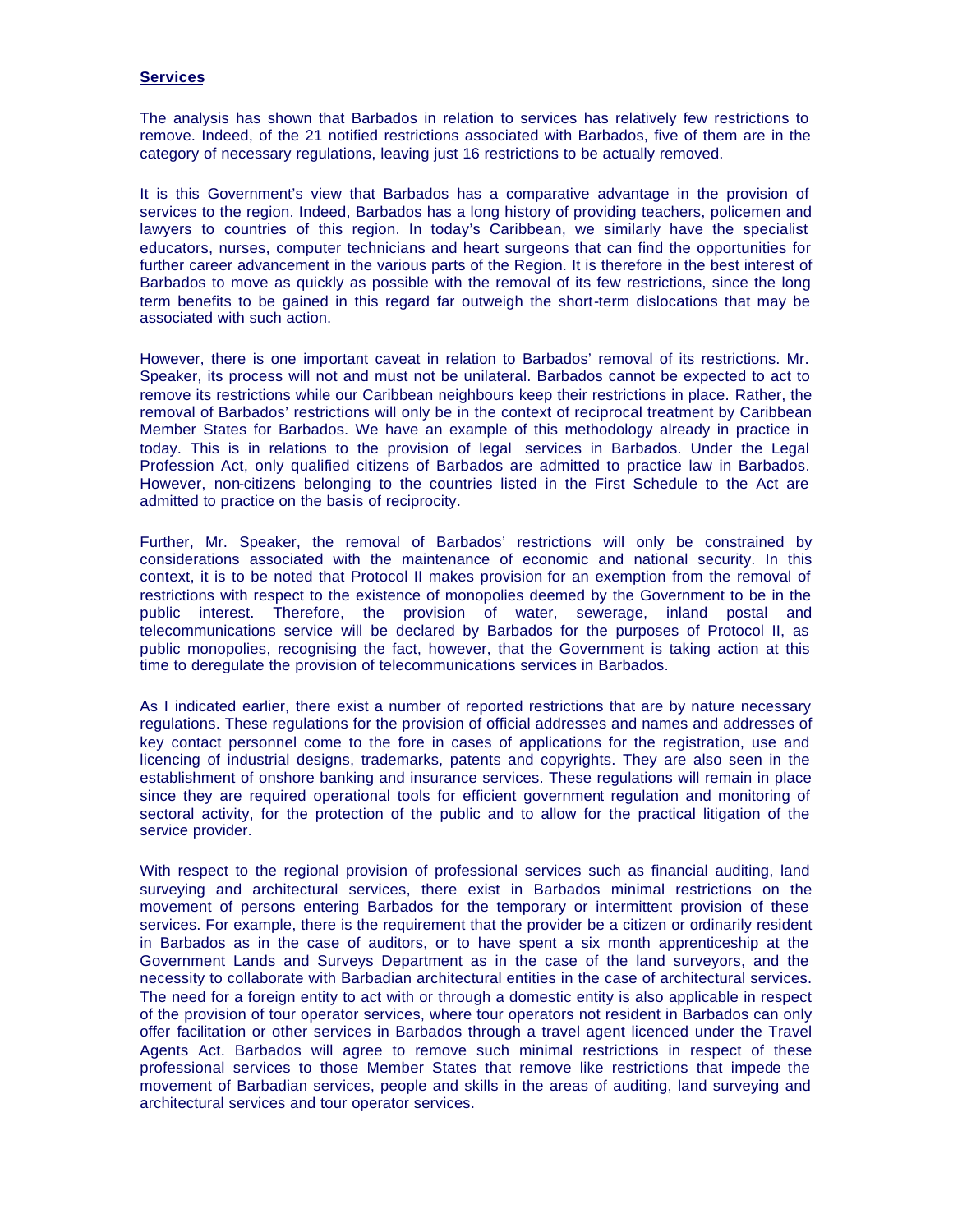**Services**

The analysis has shown that Barbados in relation to services has relatively few restrictions to remove. Indeed, of the 21 notified restrictions associated with Barbados, five of them are in the category of necessary regulations, leaving just 16 restrictions to be actually removed.

It is this Government's view that Barbados has a comparative advantage in the provision of services to the region. Indeed, Barbados has a long history of providing teachers, policemen and lawyers to countries of this region. In today's Caribbean, we similarly have the specialist educators, nurses, computer technicians and heart surgeons that can find the opportunities for further career advancement in the various parts of the Region. It is therefore in the best interest of Barbados to move as quickly as possible with the removal of its few restrictions, since the long term benefits to be gained in this regard far outweigh the short-term dislocations that may be associated with such action.

However, there is one important caveat in relation to Barbados' removal of its restrictions. Mr. Speaker, its process will not and must not be unilateral. Barbados cannot be expected to act to remove its restrictions while our Caribbean neighbours keep their restrictions in place. Rather, the removal of Barbados' restrictions will only be in the context of reciprocal treatment by Caribbean Member States for Barbados. We have an example of this methodology already in practice in today. This is in relations to the provision of legal services in Barbados. Under the Legal Profession Act, only qualified citizens of Barbados are admitted to practice law in Barbados. However, non-citizens belonging to the countries listed in the First Schedule to the Act are admitted to practice on the basis of reciprocity.

Further, Mr. Speaker, the removal of Barbados' restrictions will only be constrained by considerations associated with the maintenance of economic and national security. In this context, it is to be noted that Protocol II makes provision for an exemption from the removal of restrictions with respect to the existence of monopolies deemed by the Government to be in the public interest. Therefore, the provision of water, sewerage, inland postal and telecommunications service will be declared by Barbados for the purposes of Protocol II, as public monopolies, recognising the fact, however, that the Government is taking action at this time to deregulate the provision of telecommunications services in Barbados.

As I indicated earlier, there exist a number of reported restrictions that are by nature necessary regulations. These regulations for the provision of official addresses and names and addresses of key contact personnel come to the fore in cases of applications for the registration, use and licencing of industrial designs, trademarks, patents and copyrights. They are also seen in the establishment of onshore banking and insurance services. These regulations will remain in place since they are required operational tools for efficient government regulation and monitoring of sectoral activity, for the protection of the public and to allow for the practical litigation of the service provider.

With respect to the regional provision of professional services such as financial auditing, land surveying and architectural services, there exist in Barbados minimal restrictions on the movement of persons entering Barbados for the temporary or intermittent provision of these services. For example, there is the requirement that the provider be a citizen or ordinarily resident in Barbados as in the case of auditors, or to have spent a six month apprenticeship at the Government Lands and Surveys Department as in the case of the land surveyors, and the necessity to collaborate with Barbadian architectural entities in the case of architectural services. The need for a foreign entity to act with or through a domestic entity is also applicable in respect of the provision of tour operator services, where tour operators not resident in Barbados can only offer facilitation or other services in Barbados through a travel agent licenced under the Travel Agents Act. Barbados will agree to remove such minimal restrictions in respect of these professional services to those Member States that remove like restrictions that impede the movement of Barbadian services, people and skills in the areas of auditing, land surveying and architectural services and tour operator services.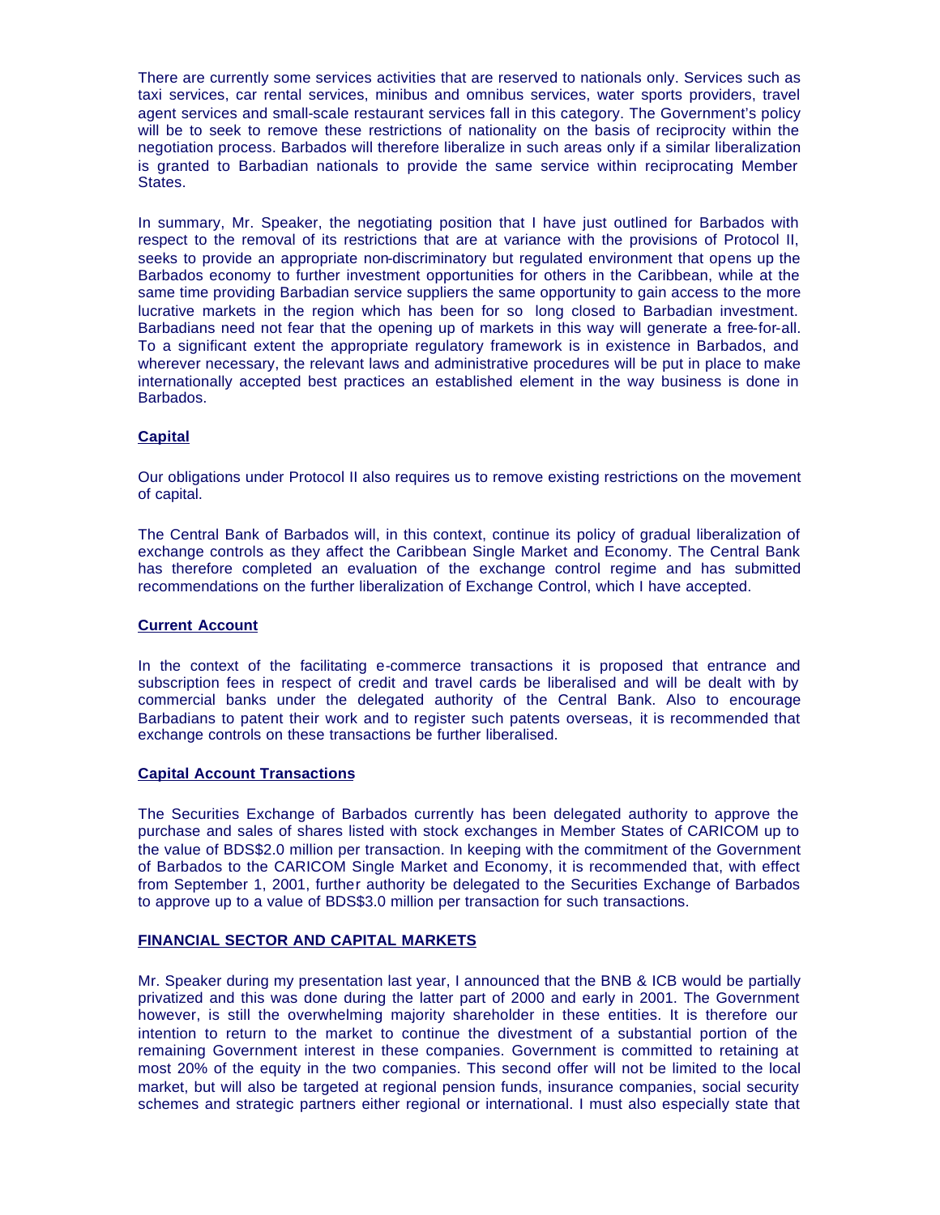There are currently some services activities that are reserved to nationals only. Services such as taxi services, car rental services, minibus and omnibus services, water sports providers, travel agent services and small-scale restaurant services fall in this category. The Government's policy will be to seek to remove these restrictions of nationality on the basis of reciprocity within the negotiation process. Barbados will therefore liberalize in such areas only if a similar liberalization is granted to Barbadian nationals to provide the same service within reciprocating Member States.

In summary, Mr. Speaker, the negotiating position that I have just outlined for Barbados with respect to the removal of its restrictions that are at variance with the provisions of Protocol II, seeks to provide an appropriate non-discriminatory but regulated environment that opens up the Barbados economy to further investment opportunities for others in the Caribbean, while at the same time providing Barbadian service suppliers the same opportunity to gain access to the more lucrative markets in the region which has been for so long closed to Barbadian investment. Barbadians need not fear that the opening up of markets in this way will generate a free-for-all. To a significant extent the appropriate regulatory framework is in existence in Barbados, and wherever necessary, the relevant laws and administrative procedures will be put in place to make internationally accepted best practices an established element in the way business is done in Barbados.

**Capital**

Our obligations under Protocol II also requires us to remove existing restrictions on the movement of capital.

The Central Bank of Barbados will, in this context, continue its policy of gradual liberalization of exchange controls as they affect the Caribbean Single Market and Economy. The Central Bank has therefore completed an evaluation of the exchange control regime and has submitted recommendations on the further liberalization of Exchange Control, which I have accepted.

**Current Account**

In the context of the facilitating e-commerce transactions it is proposed that entrance and subscription fees in respect of credit and travel cards be liberalised and will be dealt with by commercial banks under the delegated authority of the Central Bank. Also to encourage Barbadians to patent their work and to register such patents overseas, it is recommended that exchange controls on these transactions be further liberalised.

**Capital Account Transactions**

The Securities Exchange of Barbados currently has been delegated authority to approve the purchase and sales of shares listed with stock exchanges in Member States of CARICOM up to the value of BDS$2.0 million per transaction. In keeping with the commitment of the Government of Barbados to the CARICOM Single Market and Economy, it is recommended that, with effect from September 1, 2001, further authority be delegated to the Securities Exchange of Barbados to approve up to a value of BDS$3.0 million per transaction for such transactions.

**FINANCIAL SECTOR AND CAPITAL MARKETS**

Mr. Speaker during my presentation last year, I announced that the BNB & ICB would be partially privatized and this was done during the latter part of 2000 and early in 2001. The Government however, is still the overwhelming majority shareholder in these entities. It is therefore our intention to return to the market to continue the divestment of a substantial portion of the remaining Government interest in these companies. Government is committed to retaining at most 20% of the equity in the two companies. This second offer will not be limited to the local market, but will also be targeted at regional pension funds, insurance companies, social security schemes and strategic partners either regional or international. I must also especially state that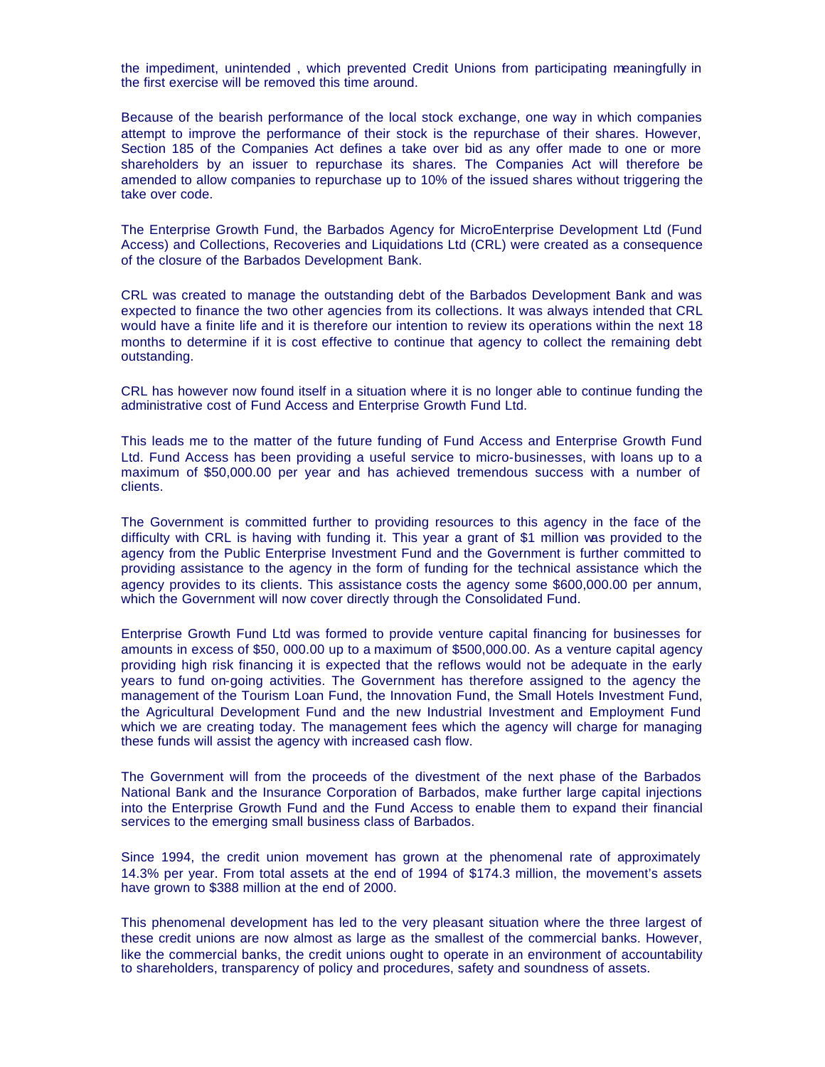the impediment, unintended , which prevented Credit Unions from participating meaningfully in the first exercise will be removed this time around.

Because of the bearish performance of the local stock exchange, one way in which companies attempt to improve the performance of their stock is the repurchase of their shares. However, Section 185 of the Companies Act defines a take over bid as any offer made to one or more shareholders by an issuer to repurchase its shares. The Companies Act will therefore be amended to allow companies to repurchase up to 10% of the issued shares without triggering the take over code.

The Enterprise Growth Fund, the Barbados Agency for MicroEnterprise Development Ltd (Fund Access) and Collections, Recoveries and Liquidations Ltd (CRL) were created as a consequence of the closure of the Barbados Development Bank.

CRL was created to manage the outstanding debt of the Barbados Development Bank and was expected to finance the two other agencies from its collections. It was always intended that CRL would have a finite life and it is therefore our intention to review its operations within the next 18 months to determine if it is cost effective to continue that agency to collect the remaining debt outstanding.

CRL has however now found itself in a situation where it is no longer able to continue funding the administrative cost of Fund Access and Enterprise Growth Fund Ltd.

This leads me to the matter of the future funding of Fund Access and Enterprise Growth Fund Ltd. Fund Access has been providing a useful service to micro-businesses, with loans up to a maximum of $50,000.00 per year and has achieved tremendous success with a number of clients.

The Government is committed further to providing resources to this agency in the face of the difficulty with CRL is having with funding it. This year a grant of $1 million was provided to the agency from the Public Enterprise Investment Fund and the Government is further committed to providing assistance to the agency in the form of funding for the technical assistance which the agency provides to its clients. This assistance costs the agency some $600,000.00 per annum, which the Government will now cover directly through the Consolidated Fund.

Enterprise Growth Fund Ltd was formed to provide venture capital financing for businesses for amounts in excess of $50, 000.00 up to a maximum of $500,000.00. As a venture capital agency providing high risk financing it is expected that the reflows would not be adequate in the early years to fund on-going activities. The Government has therefore assigned to the agency the management of the Tourism Loan Fund, the Innovation Fund, the Small Hotels Investment Fund, the Agricultural Development Fund and the new Industrial Investment and Employment Fund which we are creating today. The management fees which the agency will charge for managing these funds will assist the agency with increased cash flow.

The Government will from the proceeds of the divestment of the next phase of the Barbados National Bank and the Insurance Corporation of Barbados, make further large capital injections into the Enterprise Growth Fund and the Fund Access to enable them to expand their financial services to the emerging small business class of Barbados.

Since 1994, the credit union movement has grown at the phenomenal rate of approximately 14.3% per year. From total assets at the end of 1994 of $174.3 million, the movement's assets have grown to $388 million at the end of 2000.

This phenomenal development has led to the very pleasant situation where the three largest of these credit unions are now almost as large as the smallest of the commercial banks. However, like the commercial banks, the credit unions ought to operate in an environment of accountability to shareholders, transparency of policy and procedures, safety and soundness of assets.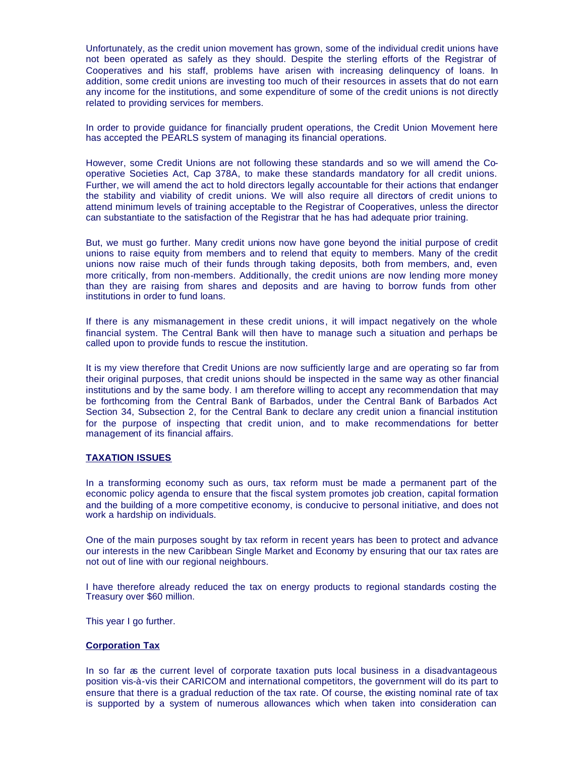Unfortunately, as the credit union movement has grown, some of the individual credit unions have not been operated as safely as they should. Despite the sterling efforts of the Registrar of Cooperatives and his staff, problems have arisen with increasing delinquency of loans. In addition, some credit unions are investing too much of their resources in assets that do not earn any income for the institutions, and some expenditure of some of the credit unions is not directly related to providing services for members.

In order to provide guidance for financially prudent operations, the Credit Union Movement here has accepted the PEARLS system of managing its financial operations.

However, some Credit Unions are not following these standards and so we will amend the Co-operative Societies Act, Cap 378A, to make these standards mandatory for all credit unions. Further, we will amend the act to hold directors legally accountable for their actions that endanger the stability and viability of credit unions. We will also require all directors of credit unions to attend minimum levels of training acceptable to the Registrar of Cooperatives, unless the director can substantiate to the satisfaction of the Registrar that he has had adequate prior training.

But, we must go further. Many credit unions now have gone beyond the initial purpose of credit unions to raise equity from members and to relend that equity to members. Many of the credit unions now raise much of their funds through taking deposits, both from members, and, even more critically, from non-members. Additionally, the credit unions are now lending more money than they are raising from shares and deposits and are having to borrow funds from other institutions in order to fund loans.

If there is any mismanagement in these credit unions, it will impact negatively on the whole financial system. The Central Bank will then have to manage such a situation and perhaps be called upon to provide funds to rescue the institution.

It is my view therefore that Credit Unions are now sufficiently large and are operating so far from their original purposes, that credit unions should be inspected in the same way as other financial institutions and by the same body. I am therefore willing to accept any recommendation that may be forthcoming from the Central Bank of Barbados, under the Central Bank of Barbados Act Section 34, Subsection 2, for the Central Bank to declare any credit union a financial institution for the purpose of inspecting that credit union, and to make recommendations for better management of its financial affairs.

**TAXATION ISSUES**

In a transforming economy such as ours, tax reform must be made a permanent part of the economic policy agenda to ensure that the fiscal system promotes job creation, capital formation and the building of a more competitive economy, is conducive to personal initiative, and does not work a hardship on individuals.

One of the main purposes sought by tax reform in recent years has been to protect and advance our interests in the new Caribbean Single Market and Economy by ensuring that our tax rates are not out of line with our regional neighbours.

I have therefore already reduced the tax on energy products to regional standards costing the Treasury over $60 million.

This year I go further.

**Corporation Tax**

In so far as the current level of corporate taxation puts local business in a disadvantageous position vis-à-vis their CARICOM and international competitors, the government will do its part to ensure that there is a gradual reduction of the tax rate. Of course, the existing nominal rate of tax is supported by a system of numerous allowances which when taken into consideration can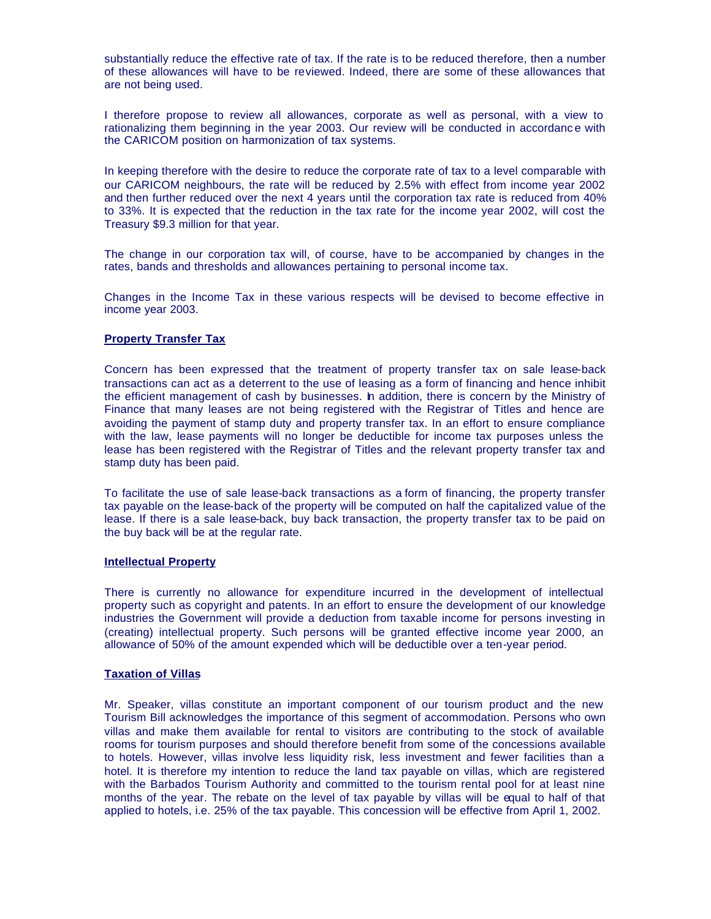substantially reduce the effective rate of tax. If the rate is to be reduced therefore, then a number of these allowances will have to be reviewed. Indeed, there are some of these allowances that are not being used.

I therefore propose to review all allowances, corporate as well as personal, with a view to rationalizing them beginning in the year 2003. Our review will be conducted in accordance with the CARICOM position on harmonization of tax systems.

In keeping therefore with the desire to reduce the corporate rate of tax to a level comparable with our CARICOM neighbours, the rate will be reduced by 2.5% with effect from income year 2002 and then further reduced over the next 4 years until the corporation tax rate is reduced from 40% to 33%. It is expected that the reduction in the tax rate for the income year 2002, will cost the Treasury $9.3 million for that year.

The change in our corporation tax will, of course, have to be accompanied by changes in the rates, bands and thresholds and allowances pertaining to personal income tax.

Changes in the Income Tax in these various respects will be devised to become effective in income year 2003.

**Property Transfer Tax**

Concern has been expressed that the treatment of property transfer tax on sale lease-back transactions can act as a deterrent to the use of leasing as a form of financing and hence inhibit the efficient management of cash by businesses. In addition, there is concern by the Ministry of Finance that many leases are not being registered with the Registrar of Titles and hence are avoiding the payment of stamp duty and property transfer tax. In an effort to ensure compliance with the law, lease payments will no longer be deductible for income tax purposes unless the lease has been registered with the Registrar of Titles and the relevant property transfer tax and stamp duty has been paid.

To facilitate the use of sale lease-back transactions as a form of financing, the property transfer tax payable on the lease-back of the property will be computed on half the capitalized value of the lease. If there is a sale lease-back, buy back transaction, the property transfer tax to be paid on the buy back will be at the regular rate.

**Intellectual Property**

There is currently no allowance for expenditure incurred in the development of intellectual property such as copyright and patents. In an effort to ensure the development of our knowledge industries the Government will provide a deduction from taxable income for persons investing in (creating) intellectual property. Such persons will be granted effective income year 2000, an allowance of 50% of the amount expended which will be deductible over a ten-year period.

**Taxation of Villas**

Mr. Speaker, villas constitute an important component of our tourism product and the new Tourism Bill acknowledges the importance of this segment of accommodation. Persons who own villas and make them available for rental to visitors are contributing to the stock of available rooms for tourism purposes and should therefore benefit from some of the concessions available to hotels. However, villas involve less liquidity risk, less investment and fewer facilities than a hotel. It is therefore my intention to reduce the land tax payable on villas, which are registered with the Barbados Tourism Authority and committed to the tourism rental pool for at least nine months of the year. The rebate on the level of tax payable by villas will be equal to half of that applied to hotels, i.e. 25% of the tax payable. This concession will be effective from April 1, 2002.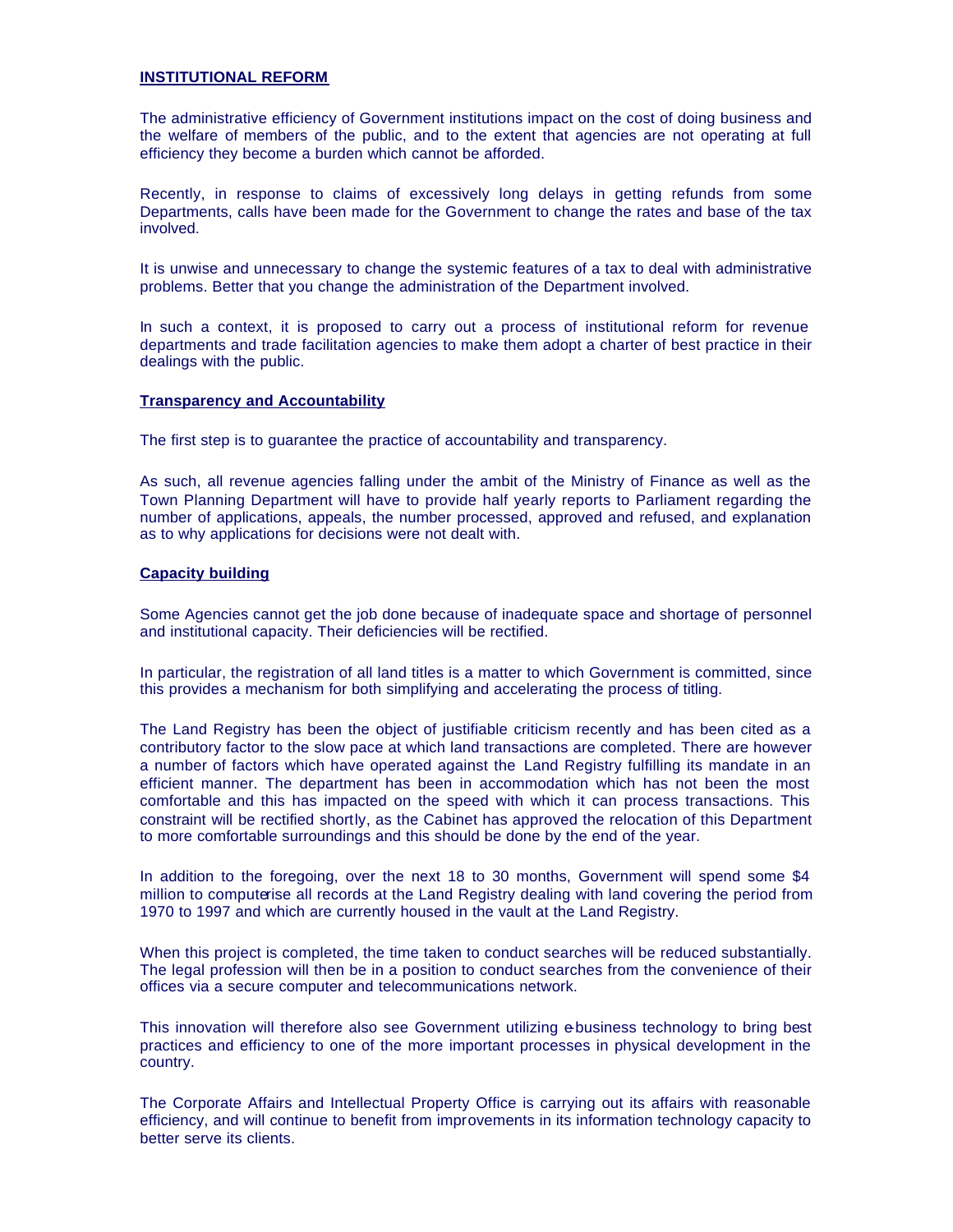## INSTITUTIONAL REFORM

The administrative efficiency of Government institutions impact on the cost of doing business and the welfare of members of the public, and to the extent that agencies are not operating at full efficiency they become a burden which cannot be afforded.

Recently, in response to claims of excessively long delays in getting refunds from some Departments, calls have been made for the Government to change the rates and base of the tax involved.

It is unwise and unnecessary to change the systemic features of a tax to deal with administrative problems. Better that you change the administration of the Department involved.

In such a context, it is proposed to carry out a process of institutional reform for revenue departments and trade facilitation agencies to make them adopt a charter of best practice in their dealings with the public.

### Transparency and Accountability

The first step is to guarantee the practice of accountability and transparency.

As such, all revenue agencies falling under the ambit of the Ministry of Finance as well as the Town Planning Department will have to provide half yearly reports to Parliament regarding the number of applications, appeals, the number processed, approved and refused, and explanation as to why applications for decisions were not dealt with.

### Capacity building

Some Agencies cannot get the job done because of inadequate space and shortage of personnel and institutional capacity. Their deficiencies will be rectified.

In particular, the registration of all land titles is a matter to which Government is committed, since this provides a mechanism for both simplifying and accelerating the process of titling.

The Land Registry has been the object of justifiable criticism recently and has been cited as a contributory factor to the slow pace at which land transactions are completed. There are however a number of factors which have operated against the Land Registry fulfilling its mandate in an efficient manner. The department has been in accommodation which has not been the most comfortable and this has impacted on the speed with which it can process transactions. This constraint will be rectified shortly, as the Cabinet has approved the relocation of this Department to more comfortable surroundings and this should be done by the end of the year.

In addition to the foregoing, over the next 18 to 30 months, Government will spend some $4 million to computerise all records at the Land Registry dealing with land covering the period from 1970 to 1997 and which are currently housed in the vault at the Land Registry.

When this project is completed, the time taken to conduct searches will be reduced substantially. The legal profession will then be in a position to conduct searches from the convenience of their offices via a secure computer and telecommunications network.

This innovation will therefore also see Government utilizing e-business technology to bring best practices and efficiency to one of the more important processes in physical development in the country.

The Corporate Affairs and Intellectual Property Office is carrying out its affairs with reasonable efficiency, and will continue to benefit from improvements in its information technology capacity to better serve its clients.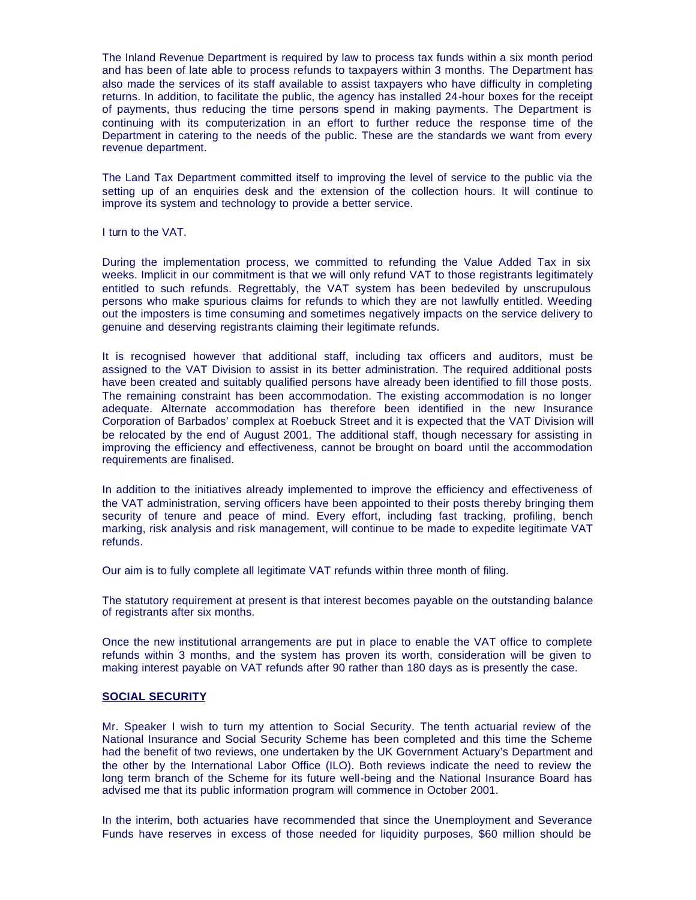The Inland Revenue Department is required by law to process tax funds within a six month period and has been of late able to process refunds to taxpayers within 3 months. The Department has also made the services of its staff available to assist taxpayers who have difficulty in completing returns. In addition, to facilitate the public, the agency has installed 24-hour boxes for the receipt of payments, thus reducing the time persons spend in making payments. The Department is continuing with its computerization in an effort to further reduce the response time of the Department in catering to the needs of the public. These are the standards we want from every revenue department.

The Land Tax Department committed itself to improving the level of service to the public via the setting up of an enquiries desk and the extension of the collection hours. It will continue to improve its system and technology to provide a better service.

I turn to the VAT.

During the implementation process, we committed to refunding the Value Added Tax in six weeks. Implicit in our commitment is that we will only refund VAT to those registrants legitimately entitled to such refunds. Regrettably, the VAT system has been bedeviled by unscrupulous persons who make spurious claims for refunds to which they are not lawfully entitled. Weeding out the imposters is time consuming and sometimes negatively impacts on the service delivery to genuine and deserving registrants claiming their legitimate refunds.

It is recognised however that additional staff, including tax officers and auditors, must be assigned to the VAT Division to assist in its better administration. The required additional posts have been created and suitably qualified persons have already been identified to fill those posts. The remaining constraint has been accommodation. The existing accommodation is no longer adequate. Alternate accommodation has therefore been identified in the new Insurance Corporation of Barbados' complex at Roebuck Street and it is expected that the VAT Division will be relocated by the end of August 2001. The additional staff, though necessary for assisting in improving the efficiency and effectiveness, cannot be brought on board until the accommodation requirements are finalised.

In addition to the initiatives already implemented to improve the efficiency and effectiveness of the VAT administration, serving officers have been appointed to their posts thereby bringing them security of tenure and peace of mind. Every effort, including fast tracking, profiling, bench marking, risk analysis and risk management, will continue to be made to expedite legitimate VAT refunds.

Our aim is to fully complete all legitimate VAT refunds within three month of filing.

The statutory requirement at present is that interest becomes payable on the outstanding balance of registrants after six months.

Once the new institutional arrangements are put in place to enable the VAT office to complete refunds within 3 months, and the system has proven its worth, consideration will be given to making interest payable on VAT refunds after 90 rather than 180 days as is presently the case.

## SOCIAL SECURITY

Mr. Speaker I wish to turn my attention to Social Security. The tenth actuarial review of the National Insurance and Social Security Scheme has been completed and this time the Scheme had the benefit of two reviews, one undertaken by the UK Government Actuary's Department and the other by the International Labor Office (ILO). Both reviews indicate the need to review the long term branch of the Scheme for its future well-being and the National Insurance Board has advised me that its public information program will commence in October 2001.

In the interim, both actuaries have recommended that since the Unemployment and Severance Funds have reserves in excess of those needed for liquidity purposes, $60 million should be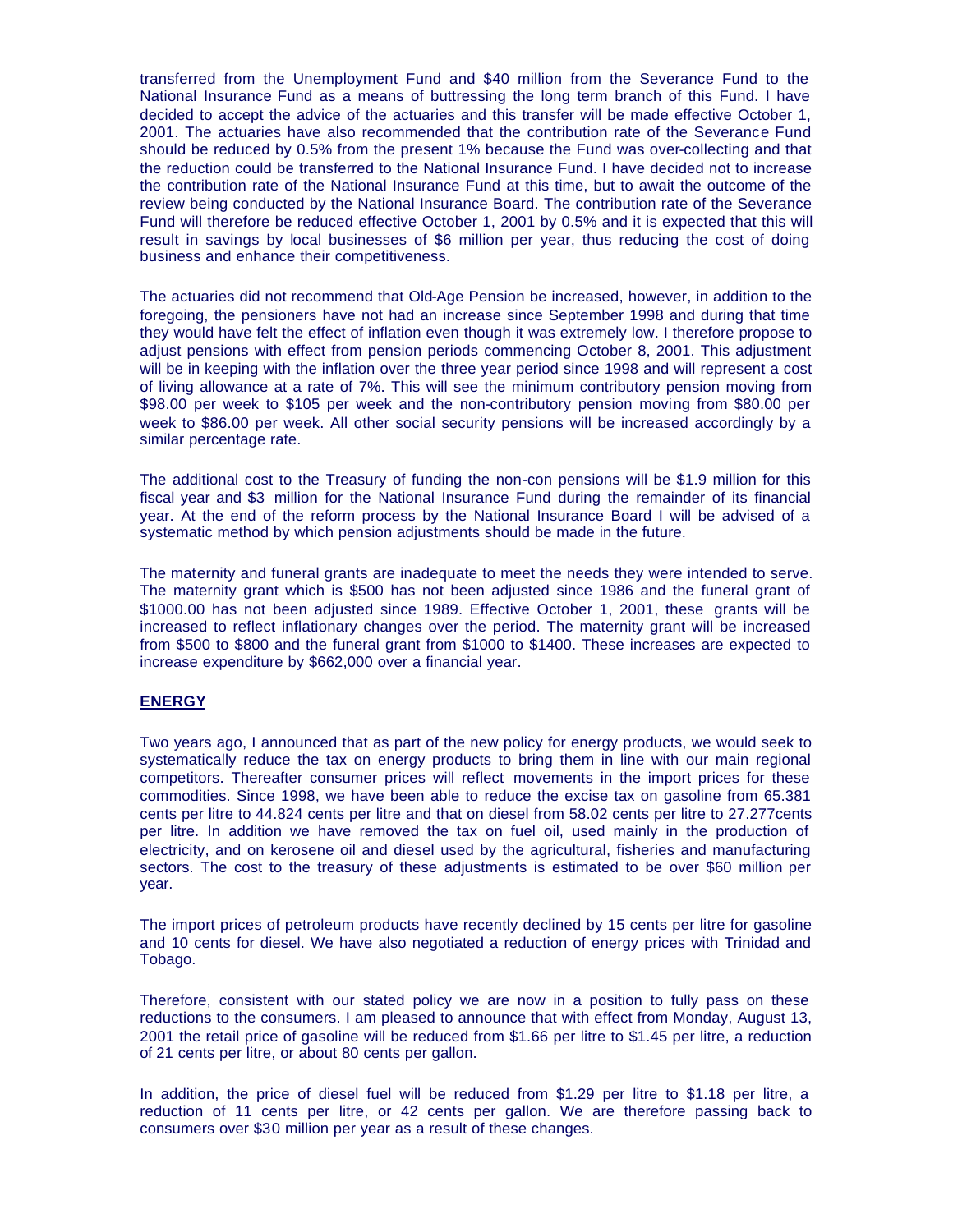transferred from the Unemployment Fund and $40 million from the Severance Fund to the National Insurance Fund as a means of buttressing the long term branch of this Fund. I have decided to accept the advice of the actuaries and this transfer will be made effective October 1, 2001. The actuaries have also recommended that the contribution rate of the Severance Fund should be reduced by 0.5% from the present 1% because the Fund was over-collecting and that the reduction could be transferred to the National Insurance Fund. I have decided not to increase the contribution rate of the National Insurance Fund at this time, but to await the outcome of the review being conducted by the National Insurance Board. The contribution rate of the Severance Fund will therefore be reduced effective October 1, 2001 by 0.5% and it is expected that this will result in savings by local businesses of $6 million per year, thus reducing the cost of doing business and enhance their competitiveness.

The actuaries did not recommend that Old-Age Pension be increased, however, in addition to the foregoing, the pensioners have not had an increase since September 1998 and during that time they would have felt the effect of inflation even though it was extremely low. I therefore propose to adjust pensions with effect from pension periods commencing October 8, 2001. This adjustment will be in keeping with the inflation over the three year period since 1998 and will represent a cost of living allowance at a rate of 7%. This will see the minimum contributory pension moving from $98.00 per week to $105 per week and the non-contributory pension moving from $80.00 per week to $86.00 per week. All other social security pensions will be increased accordingly by a similar percentage rate.

The additional cost to the Treasury of funding the non-con pensions will be $1.9 million for this fiscal year and $3 million for the National Insurance Fund during the remainder of its financial year. At the end of the reform process by the National Insurance Board I will be advised of a systematic method by which pension adjustments should be made in the future.

The maternity and funeral grants are inadequate to meet the needs they were intended to serve. The maternity grant which is $500 has not been adjusted since 1986 and the funeral grant of $1000.00 has not been adjusted since 1989. Effective October 1, 2001, these grants will be increased to reflect inflationary changes over the period. The maternity grant will be increased from $500 to $800 and the funeral grant from $1000 to $1400. These increases are expected to increase expenditure by $662,000 over a financial year.

## ENERGY

Two years ago, I announced that as part of the new policy for energy products, we would seek to systematically reduce the tax on energy products to bring them in line with our main regional competitors. Thereafter consumer prices will reflect movements in the import prices for these commodities. Since 1998, we have been able to reduce the excise tax on gasoline from 65.381 cents per litre to 44.824 cents per litre and that on diesel from 58.02 cents per litre to 27.277cents per litre. In addition we have removed the tax on fuel oil, used mainly in the production of electricity, and on kerosene oil and diesel used by the agricultural, fisheries and manufacturing sectors. The cost to the treasury of these adjustments is estimated to be over $60 million per year.

The import prices of petroleum products have recently declined by 15 cents per litre for gasoline and 10 cents for diesel. We have also negotiated a reduction of energy prices with Trinidad and Tobago.

Therefore, consistent with our stated policy we are now in a position to fully pass on these reductions to the consumers. I am pleased to announce that with effect from Monday, August 13, 2001 the retail price of gasoline will be reduced from $1.66 per litre to $1.45 per litre, a reduction of 21 cents per litre, or about 80 cents per gallon.

In addition, the price of diesel fuel will be reduced from $1.29 per litre to $1.18 per litre, a reduction of 11 cents per litre, or 42 cents per gallon. We are therefore passing back to consumers over $30 million per year as a result of these changes.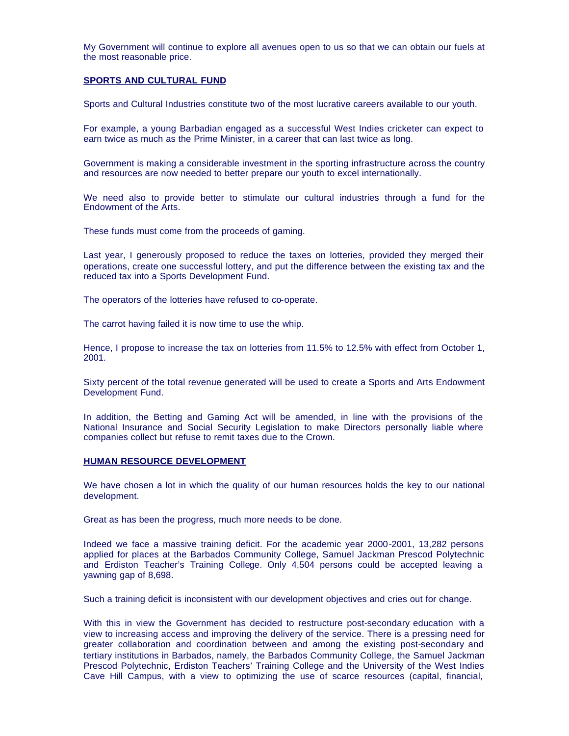My Government will continue to explore all avenues open to us so that we can obtain our fuels at the most reasonable price.

## SPORTS AND CULTURAL FUND

Sports and Cultural Industries constitute two of the most lucrative careers available to our youth.

For example, a young Barbadian engaged as a successful West Indies cricketer can expect to earn twice as much as the Prime Minister, in a career that can last twice as long.

Government is making a considerable investment in the sporting infrastructure across the country and resources are now needed to better prepare our youth to excel internationally.

We need also to provide better to stimulate our cultural industries through a fund for the Endowment of the Arts.

These funds must come from the proceeds of gaming.

Last year, I generously proposed to reduce the taxes on lotteries, provided they merged their operations, create one successful lottery, and put the difference between the existing tax and the reduced tax into a Sports Development Fund.

The operators of the lotteries have refused to co-operate.

The carrot having failed it is now time to use the whip.

Hence, I propose to increase the tax on lotteries from 11.5% to 12.5% with effect from October 1, 2001.

Sixty percent of the total revenue generated will be used to create a Sports and Arts Endowment Development Fund.

In addition, the Betting and Gaming Act will be amended, in line with the provisions of the National Insurance and Social Security Legislation to make Directors personally liable where companies collect but refuse to remit taxes due to the Crown.

## HUMAN RESOURCE DEVELOPMENT

We have chosen a lot in which the quality of our human resources holds the key to our national development.

Great as has been the progress, much more needs to be done.

Indeed we face a massive training deficit. For the academic year 2000-2001, 13,282 persons applied for places at the Barbados Community College, Samuel Jackman Prescod Polytechnic and Erdiston Teacher's Training College. Only 4,504 persons could be accepted leaving a yawning gap of 8,698.

Such a training deficit is inconsistent with our development objectives and cries out for change.

With this in view the Government has decided to restructure post-secondary education with a view to increasing access and improving the delivery of the service. There is a pressing need for greater collaboration and coordination between and among the existing post-secondary and tertiary institutions in Barbados, namely, the Barbados Community College, the Samuel Jackman Prescod Polytechnic, Erdiston Teachers' Training College and the University of the West Indies Cave Hill Campus, with a view to optimizing the use of scarce resources (capital, financial,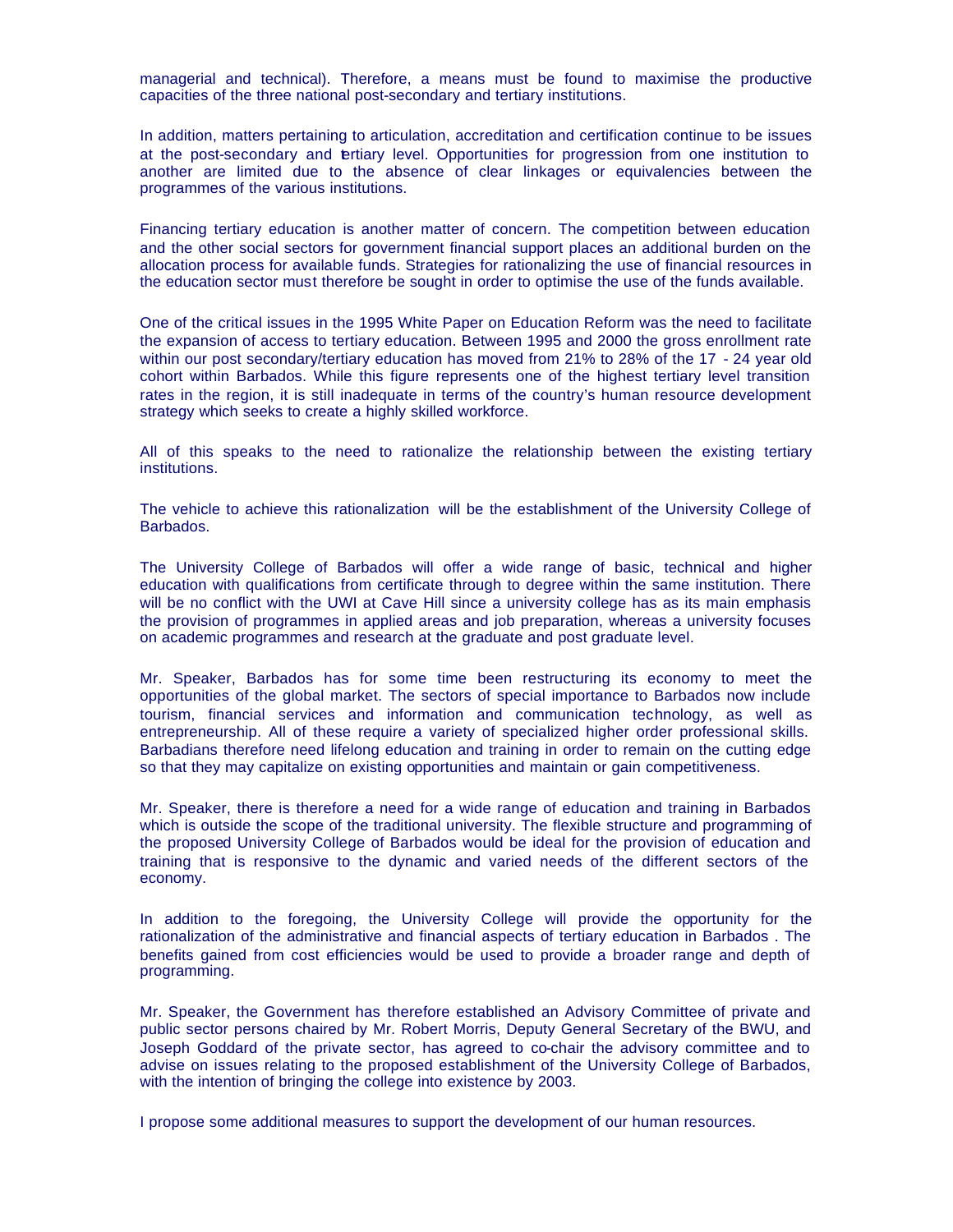managerial and technical). Therefore, a means must be found to maximise the productive capacities of the three national post-secondary and tertiary institutions.

In addition, matters pertaining to articulation, accreditation and certification continue to be issues at the post-secondary and tertiary level. Opportunities for progression from one institution to another are limited due to the absence of clear linkages or equivalencies between the programmes of the various institutions.

Financing tertiary education is another matter of concern. The competition between education and the other social sectors for government financial support places an additional burden on the allocation process for available funds. Strategies for rationalizing the use of financial resources in the education sector must therefore be sought in order to optimise the use of the funds available.

One of the critical issues in the 1995 White Paper on Education Reform was the need to facilitate the expansion of access to tertiary education. Between 1995 and 2000 the gross enrollment rate within our post secondary/tertiary education has moved from 21% to 28% of the 17 - 24 year old cohort within Barbados. While this figure represents one of the highest tertiary level transition rates in the region, it is still inadequate in terms of the country's human resource development strategy which seeks to create a highly skilled workforce.

All of this speaks to the need to rationalize the relationship between the existing tertiary institutions.

The vehicle to achieve this rationalization will be the establishment of the University College of Barbados.

The University College of Barbados will offer a wide range of basic, technical and higher education with qualifications from certificate through to degree within the same institution. There will be no conflict with the UWI at Cave Hill since a university college has as its main emphasis the provision of programmes in applied areas and job preparation, whereas a university focuses on academic programmes and research at the graduate and post graduate level.

Mr. Speaker, Barbados has for some time been restructuring its economy to meet the opportunities of the global market. The sectors of special importance to Barbados now include tourism, financial services and information and communication technology, as well as entrepreneurship. All of these require a variety of specialized higher order professional skills. Barbadians therefore need lifelong education and training in order to remain on the cutting edge so that they may capitalize on existing opportunities and maintain or gain competitiveness.

Mr. Speaker, there is therefore a need for a wide range of education and training in Barbados which is outside the scope of the traditional university. The flexible structure and programming of the proposed University College of Barbados would be ideal for the provision of education and training that is responsive to the dynamic and varied needs of the different sectors of the economy.

In addition to the foregoing, the University College will provide the opportunity for the rationalization of the administrative and financial aspects of tertiary education in Barbados . The benefits gained from cost efficiencies would be used to provide a broader range and depth of programming.

Mr. Speaker, the Government has therefore established an Advisory Committee of private and public sector persons chaired by Mr. Robert Morris, Deputy General Secretary of the BWU, and Joseph Goddard of the private sector, has agreed to co-chair the advisory committee and to advise on issues relating to the proposed establishment of the University College of Barbados, with the intention of bringing the college into existence by 2003.

I propose some additional measures to support the development of our human resources.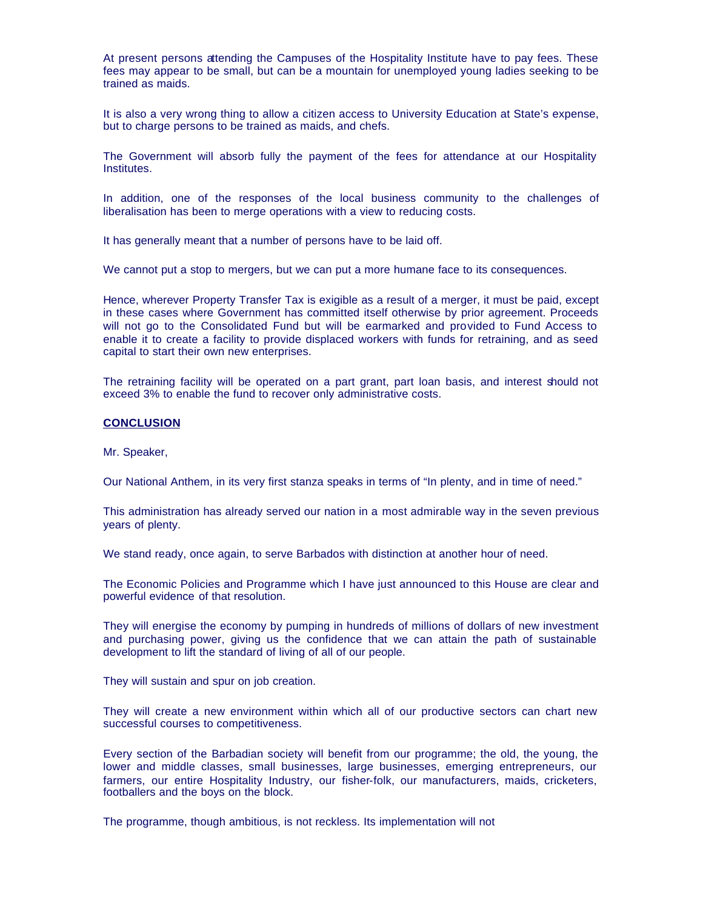At present persons attending the Campuses of the Hospitality Institute have to pay fees. These fees may appear to be small, but can be a mountain for unemployed young ladies seeking to be trained as maids.

It is also a very wrong thing to allow a citizen access to University Education at State's expense, but to charge persons to be trained as maids, and chefs.

The Government will absorb fully the payment of the fees for attendance at our Hospitality Institutes.

In addition, one of the responses of the local business community to the challenges of liberalisation has been to merge operations with a view to reducing costs.

It has generally meant that a number of persons have to be laid off.

We cannot put a stop to mergers, but we can put a more humane face to its consequences.

Hence, wherever Property Transfer Tax is exigible as a result of a merger, it must be paid, except in these cases where Government has committed itself otherwise by prior agreement. Proceeds will not go to the Consolidated Fund but will be earmarked and provided to Fund Access to enable it to create a facility to provide displaced workers with funds for retraining, and as seed capital to start their own new enterprises.

The retraining facility will be operated on a part grant, part loan basis, and interest should not exceed 3% to enable the fund to recover only administrative costs.

## CONCLUSION

Mr. Speaker,

Our National Anthem, in its very first stanza speaks in terms of "In plenty, and in time of need."

This administration has already served our nation in a most admirable way in the seven previous years of plenty.

We stand ready, once again, to serve Barbados with distinction at another hour of need.

The Economic Policies and Programme which I have just announced to this House are clear and powerful evidence of that resolution.

They will energise the economy by pumping in hundreds of millions of dollars of new investment and purchasing power, giving us the confidence that we can attain the path of sustainable development to lift the standard of living of all of our people.

They will sustain and spur on job creation.

They will create a new environment within which all of our productive sectors can chart new successful courses to competitiveness.

Every section of the Barbadian society will benefit from our programme; the old, the young, the lower and middle classes, small businesses, large businesses, emerging entrepreneurs, our farmers, our entire Hospitality Industry, our fisher-folk, our manufacturers, maids, cricketers, footballers and the boys on the block.

The programme, though ambitious, is not reckless. Its implementation will not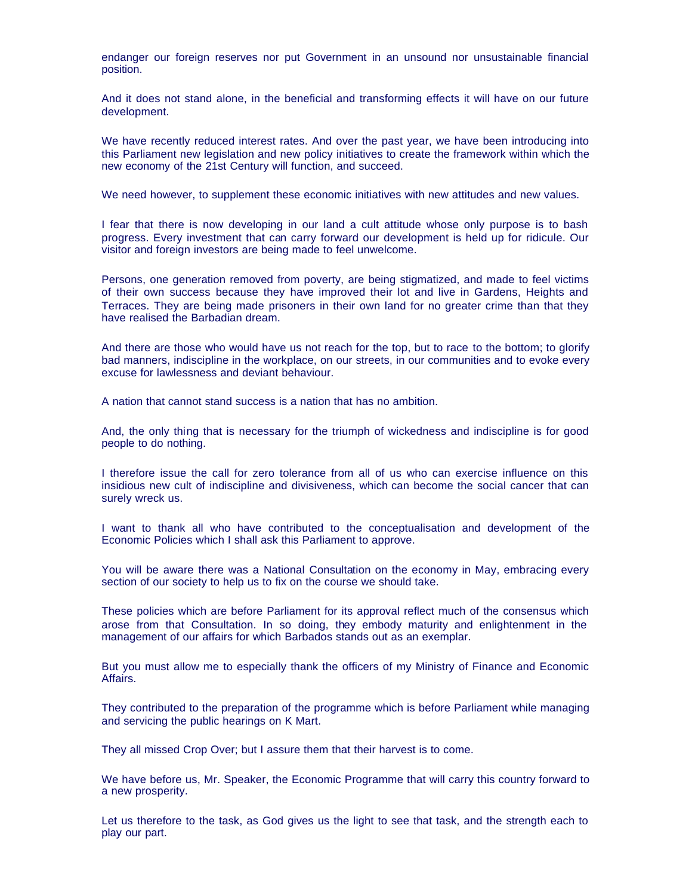endanger our foreign reserves nor put Government in an unsound nor unsustainable financial position.

And it does not stand alone, in the beneficial and transforming effects it will have on our future development.

We have recently reduced interest rates. And over the past year, we have been introducing into this Parliament new legislation and new policy initiatives to create the framework within which the new economy of the 21st Century will function, and succeed.

We need however, to supplement these economic initiatives with new attitudes and new values.

I fear that there is now developing in our land a cult attitude whose only purpose is to bash progress. Every investment that can carry forward our development is held up for ridicule. Our visitor and foreign investors are being made to feel unwelcome.

Persons, one generation removed from poverty, are being stigmatized, and made to feel victims of their own success because they have improved their lot and live in Gardens, Heights and Terraces. They are being made prisoners in their own land for no greater crime than that they have realised the Barbadian dream.

And there are those who would have us not reach for the top, but to race to the bottom; to glorify bad manners, indiscipline in the workplace, on our streets, in our communities and to evoke every excuse for lawlessness and deviant behaviour.

A nation that cannot stand success is a nation that has no ambition.

And, the only thing that is necessary for the triumph of wickedness and indiscipline is for good people to do nothing.

I therefore issue the call for zero tolerance from all of us who can exercise influence on this insidious new cult of indiscipline and divisiveness, which can become the social cancer that can surely wreck us.

I want to thank all who have contributed to the conceptualisation and development of the Economic Policies which I shall ask this Parliament to approve.

You will be aware there was a National Consultation on the economy in May, embracing every section of our society to help us to fix on the course we should take.

These policies which are before Parliament for its approval reflect much of the consensus which arose from that Consultation. In so doing, they embody maturity and enlightenment in the management of our affairs for which Barbados stands out as an exemplar.

But you must allow me to especially thank the officers of my Ministry of Finance and Economic Affairs.

They contributed to the preparation of the programme which is before Parliament while managing and servicing the public hearings on K Mart.

They all missed Crop Over; but I assure them that their harvest is to come.

We have before us, Mr. Speaker, the Economic Programme that will carry this country forward to a new prosperity.

Let us therefore to the task, as God gives us the light to see that task, and the strength each to play our part.